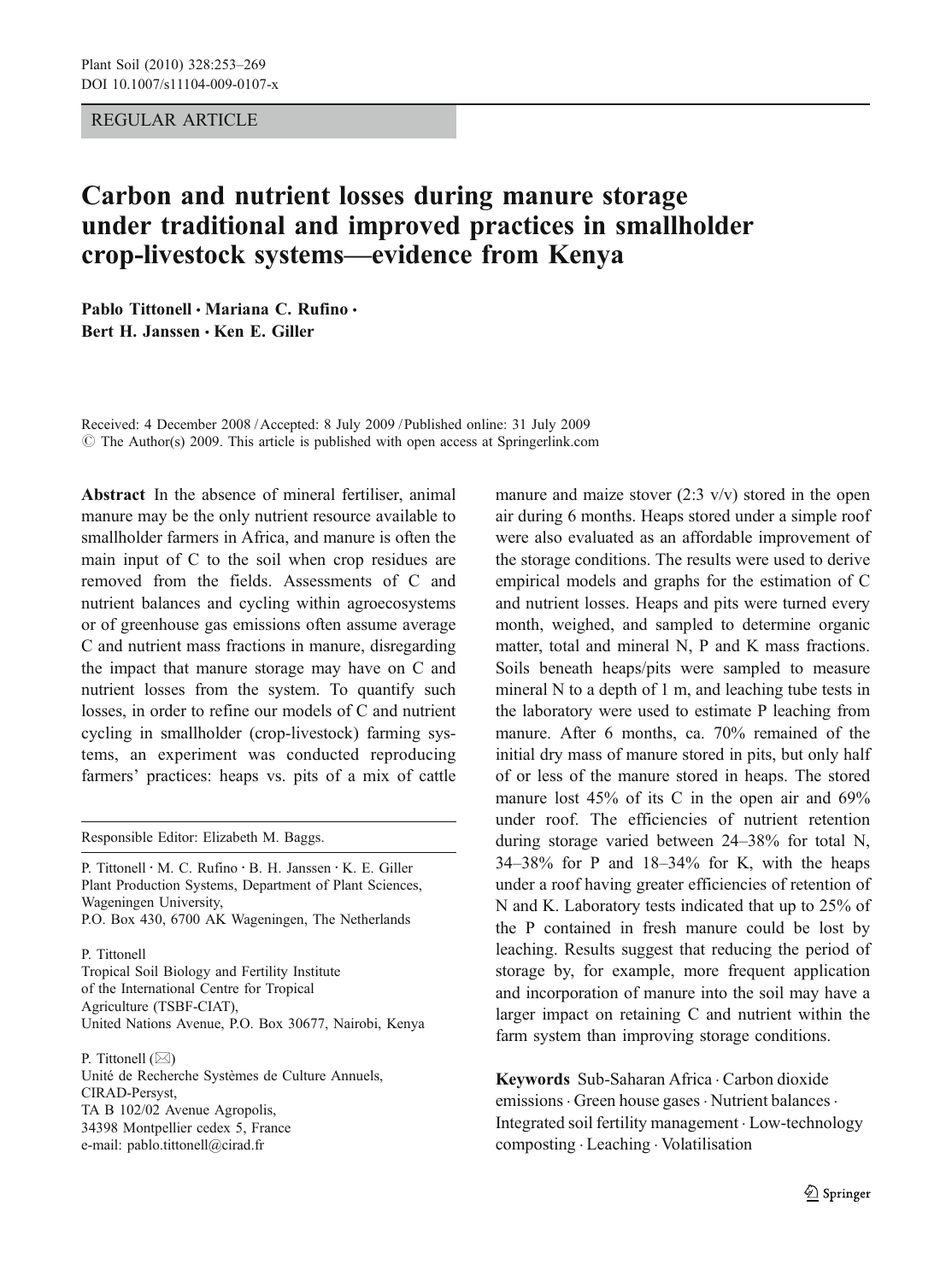REGULAR ARTICLE

# Carbon and nutrient losses during manure storage under traditional and improved practices in smallholder crop-livestock systems—evidence from Kenya

**Pablo Tittonell · Mariana C. Rufino · Bert H. Janssen · Ken E. Giller**

Received: 4 December 2008 / Accepted: 8 July 2009 / Published online: 31 July 2009
© The Author(s) 2009. This article is published with open access at Springerlink.com

**Abstract** In the absence of mineral fertiliser, animal manure may be the only nutrient resource available to smallholder farmers in Africa, and manure is often the main input of C to the soil when crop residues are removed from the fields. Assessments of C and nutrient balances and cycling within agroecosystems or of greenhouse gas emissions often assume average C and nutrient mass fractions in manure, disregarding the impact that manure storage may have on C and nutrient losses from the system. To quantify such losses, in order to refine our models of C and nutrient cycling in smallholder (crop-livestock) farming systems, an experiment was conducted reproducing farmers' practices: heaps vs. pits of a mix of cattle manure and maize stover (2:3 v/v) stored in the open air during 6 months. Heaps stored under a simple roof were also evaluated as an affordable improvement of the storage conditions. The results were used to derive empirical models and graphs for the estimation of C and nutrient losses. Heaps and pits were turned every month, weighed, and sampled to determine organic matter, total and mineral N, P and K mass fractions. Soils beneath heaps/pits were sampled to measure mineral N to a depth of 1 m, and leaching tube tests in the laboratory were used to estimate P leaching from manure. After 6 months, ca. 70% remained of the initial dry mass of manure stored in pits, but only half of or less of the manure stored in heaps. The stored manure lost 45% of its C in the open air and 69% under roof. The efficiencies of nutrient retention during storage varied between 24–38% for total N, 34–38% for P and 18–34% for K, with the heaps under a roof having greater efficiencies of retention of N and K. Laboratory tests indicated that up to 25% of the P contained in fresh manure could be lost by leaching. Results suggest that reducing the period of storage by, for example, more frequent application and incorporation of manure into the soil may have a larger impact on retaining C and nutrient within the farm system than improving storage conditions.

**Keywords** Sub-Saharan Africa · Carbon dioxide emissions · Green house gases · Nutrient balances · Integrated soil fertility management · Low-technology composting · Leaching · Volatilisation

---

Responsible Editor: Elizabeth M. Baggs.

P. Tittonell · M. C. Rufino · B. H. Janssen · K. E. Giller
Plant Production Systems, Department of Plant Sciences, Wageningen University,
P.O. Box 430, 6700 AK Wageningen, The Netherlands

P. Tittonell
Tropical Soil Biology and Fertility Institute of the International Centre for Tropical Agriculture (TSBF-CIAT),
United Nations Avenue, P.O. Box 30677, Nairobi, Kenya

P. Tittonell (✉)
Unité de Recherche Systèmes de Culture Annuels, CIRAD-Persyst,
TA B 102/02 Avenue Agropolis,
34398 Montpellier cedex 5, France
e-mail: pablo.tittonell@cirad.fr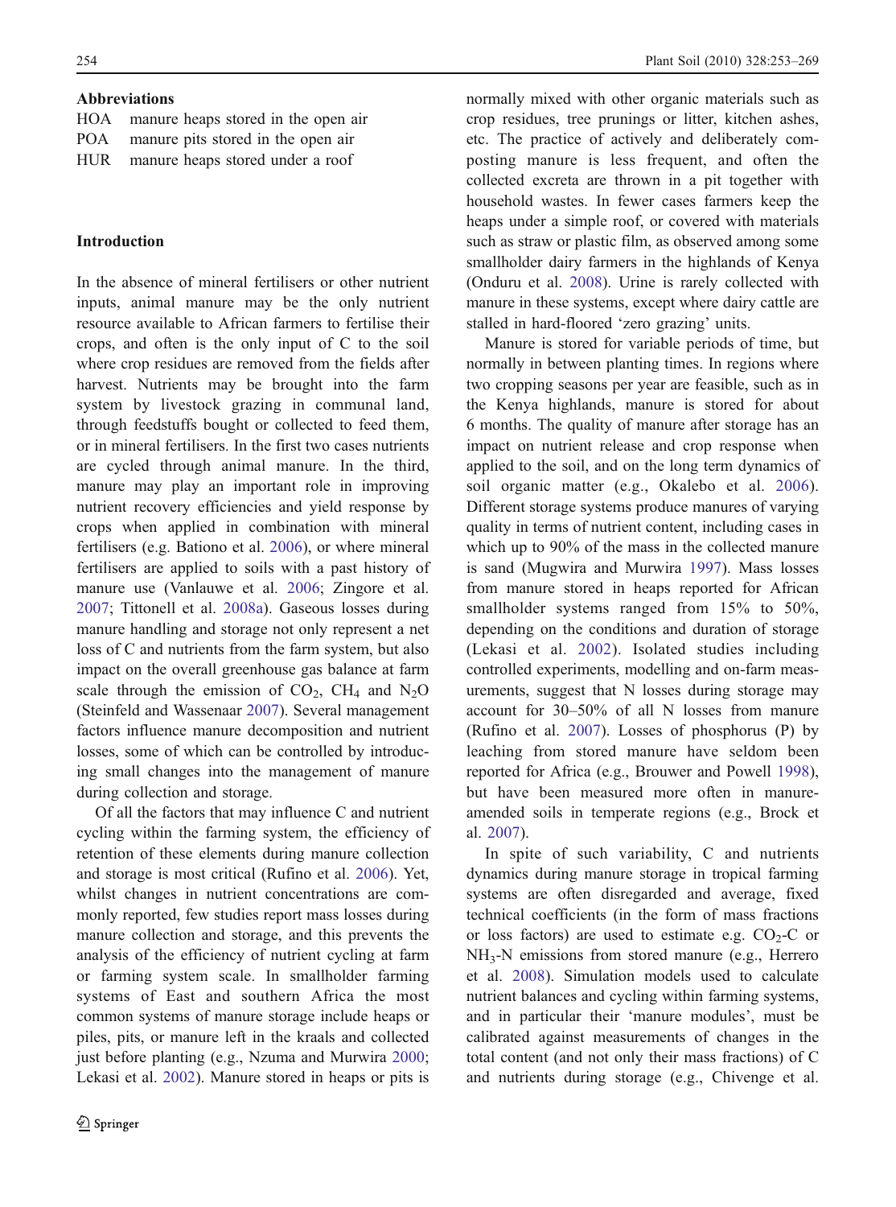**Abbreviations**

HOA manure heaps stored in the open air
POA manure pits stored in the open air
HUR manure heaps stored under a roof

## Introduction

In the absence of mineral fertilisers or other nutrient inputs, animal manure may be the only nutrient resource available to African farmers to fertilise their crops, and often is the only input of C to the soil where crop residues are removed from the fields after harvest. Nutrients may be brought into the farm system by livestock grazing in communal land, through feedstuffs bought or collected to feed them, or in mineral fertilisers. In the first two cases nutrients are cycled through animal manure. In the third, manure may play an important role in improving nutrient recovery efficiencies and yield response by crops when applied in combination with mineral fertilisers (e.g. Bationo et al. 2006), or where mineral fertilisers are applied to soils with a past history of manure use (Vanlauwe et al. 2006; Zingore et al. 2007; Tittonell et al. 2008a). Gaseous losses during manure handling and storage not only represent a net loss of C and nutrients from the farm system, but also impact on the overall greenhouse gas balance at farm scale through the emission of $CO_2$, $CH_4$ and $N_2O$ (Steinfeld and Wassenaar 2007). Several management factors influence manure decomposition and nutrient losses, some of which can be controlled by introducing small changes into the management of manure during collection and storage.

Of all the factors that may influence C and nutrient cycling within the farming system, the efficiency of retention of these elements during manure collection and storage is most critical (Rufino et al. 2006). Yet, whilst changes in nutrient concentrations are commonly reported, few studies report mass losses during manure collection and storage, and this prevents the analysis of the efficiency of nutrient cycling at farm or farming system scale. In smallholder farming systems of East and southern Africa the most common systems of manure storage include heaps or piles, pits, or manure left in the kraals and collected just before planting (e.g., Nzuma and Murwira 2000; Lekasi et al. 2002). Manure stored in heaps or pits is normally mixed with other organic materials such as crop residues, tree prunings or litter, kitchen ashes, etc. The practice of actively and deliberately composting manure is less frequent, and often the collected excreta are thrown in a pit together with household wastes. In fewer cases farmers keep the heaps under a simple roof, or covered with materials such as straw or plastic film, as observed among some smallholder dairy farmers in the highlands of Kenya (Onduru et al. 2008). Urine is rarely collected with manure in these systems, except where dairy cattle are stalled in hard-floored 'zero grazing' units.

Manure is stored for variable periods of time, but normally in between planting times. In regions where two cropping seasons per year are feasible, such as in the Kenya highlands, manure is stored for about 6 months. The quality of manure after storage has an impact on nutrient release and crop response when applied to the soil, and on the long term dynamics of soil organic matter (e.g., Okalebo et al. 2006). Different storage systems produce manures of varying quality in terms of nutrient content, including cases in which up to 90% of the mass in the collected manure is sand (Mugwira and Murwira 1997). Mass losses from manure stored in heaps reported for African smallholder systems ranged from 15% to 50%, depending on the conditions and duration of storage (Lekasi et al. 2002). Isolated studies including controlled experiments, modelling and on-farm measurements, suggest that N losses during storage may account for 30–50% of all N losses from manure (Rufino et al. 2007). Losses of phosphorus (P) by leaching from stored manure have seldom been reported for Africa (e.g., Brouwer and Powell 1998), but have been measured more often in manure-amended soils in temperate regions (e.g., Brock et al. 2007).

In spite of such variability, C and nutrients dynamics during manure storage in tropical farming systems are often disregarded and average, fixed technical coefficients (in the form of mass fractions or loss factors) are used to estimate e.g. $CO_2$-C or $NH_3$-N emissions from stored manure (e.g., Herrero et al. 2008). Simulation models used to calculate nutrient balances and cycling within farming systems, and in particular their 'manure modules', must be calibrated against measurements of changes in the total content (and not only their mass fractions) of C and nutrients during storage (e.g., Chivenge et al.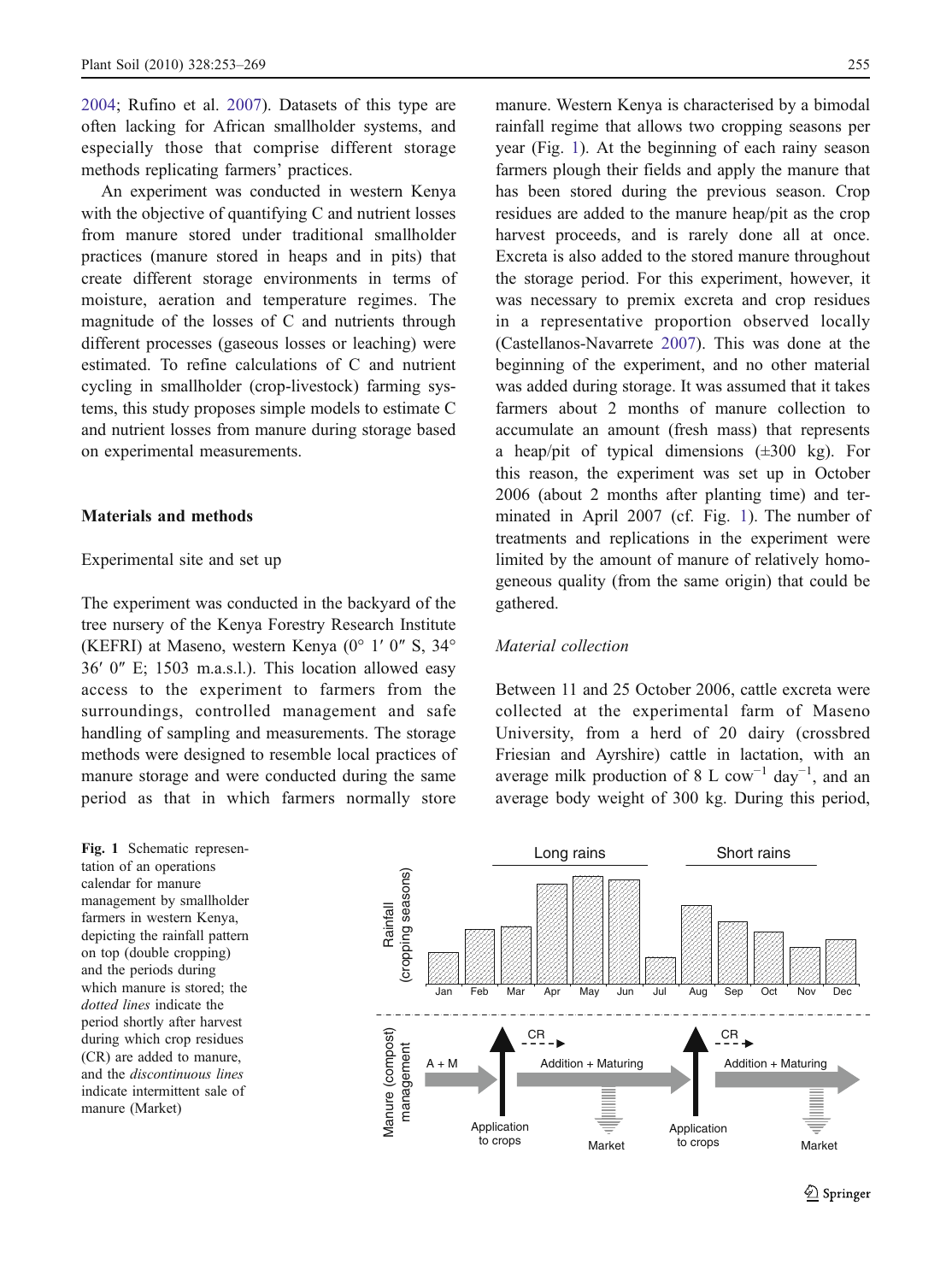2004; Rufino et al. 2007). Datasets of this type are often lacking for African smallholder systems, and especially those that comprise different storage methods replicating farmers' practices.

An experiment was conducted in western Kenya with the objective of quantifying C and nutrient losses from manure stored under traditional smallholder practices (manure stored in heaps and in pits) that create different storage environments in terms of moisture, aeration and temperature regimes. The magnitude of the losses of C and nutrients through different processes (gaseous losses or leaching) were estimated. To refine calculations of C and nutrient cycling in smallholder (crop-livestock) farming systems, this study proposes simple models to estimate C and nutrient losses from manure during storage based on experimental measurements.

## Materials and methods

### Experimental site and set up

The experiment was conducted in the backyard of the tree nursery of the Kenya Forestry Research Institute (KEFRI) at Maseno, western Kenya (0° 1′ 0″ S, 34° 36′ 0″ E; 1503 m.a.s.l.). This location allowed easy access to the experiment to farmers from the surroundings, controlled management and safe handling of sampling and measurements. The storage methods were designed to resemble local practices of manure storage and were conducted during the same period as that in which farmers normally store manure. Western Kenya is characterised by a bimodal rainfall regime that allows two cropping seasons per year (Fig. 1). At the beginning of each rainy season farmers plough their fields and apply the manure that has been stored during the previous season. Crop residues are added to the manure heap/pit as the crop harvest proceeds, and is rarely done all at once. Excreta is also added to the stored manure throughout the storage period. For this experiment, however, it was necessary to premix excreta and crop residues in a representative proportion observed locally (Castellanos-Navarrete 2007). This was done at the beginning of the experiment, and no other material was added during storage. It was assumed that it takes farmers about 2 months of manure collection to accumulate an amount (fresh mass) that represents a heap/pit of typical dimensions (±300 kg). For this reason, the experiment was set up in October 2006 (about 2 months after planting time) and terminated in April 2007 (cf. Fig. 1). The number of treatments and replications in the experiment were limited by the amount of manure of relatively homogeneous quality (from the same origin) that could be gathered.

### *Material collection*

Between 11 and 25 October 2006, cattle excreta were collected at the experimental farm of Maseno University, from a herd of 20 dairy (crossbred Friesian and Ayrshire) cattle in lactation, with an average milk production of 8 L cow$^{-1}$ day$^{-1}$, and an average body weight of 300 kg. During this period,

**Fig. 1** Schematic representation of an operations calendar for manure management by smallholder farmers in western Kenya, depicting the rainfall pattern on top (double cropping) and the periods during which manure is stored; the *dotted lines* indicate the period shortly after harvest during which crop residues (CR) are added to manure, and the *discontinuous lines* indicate intermittent sale of manure (Market)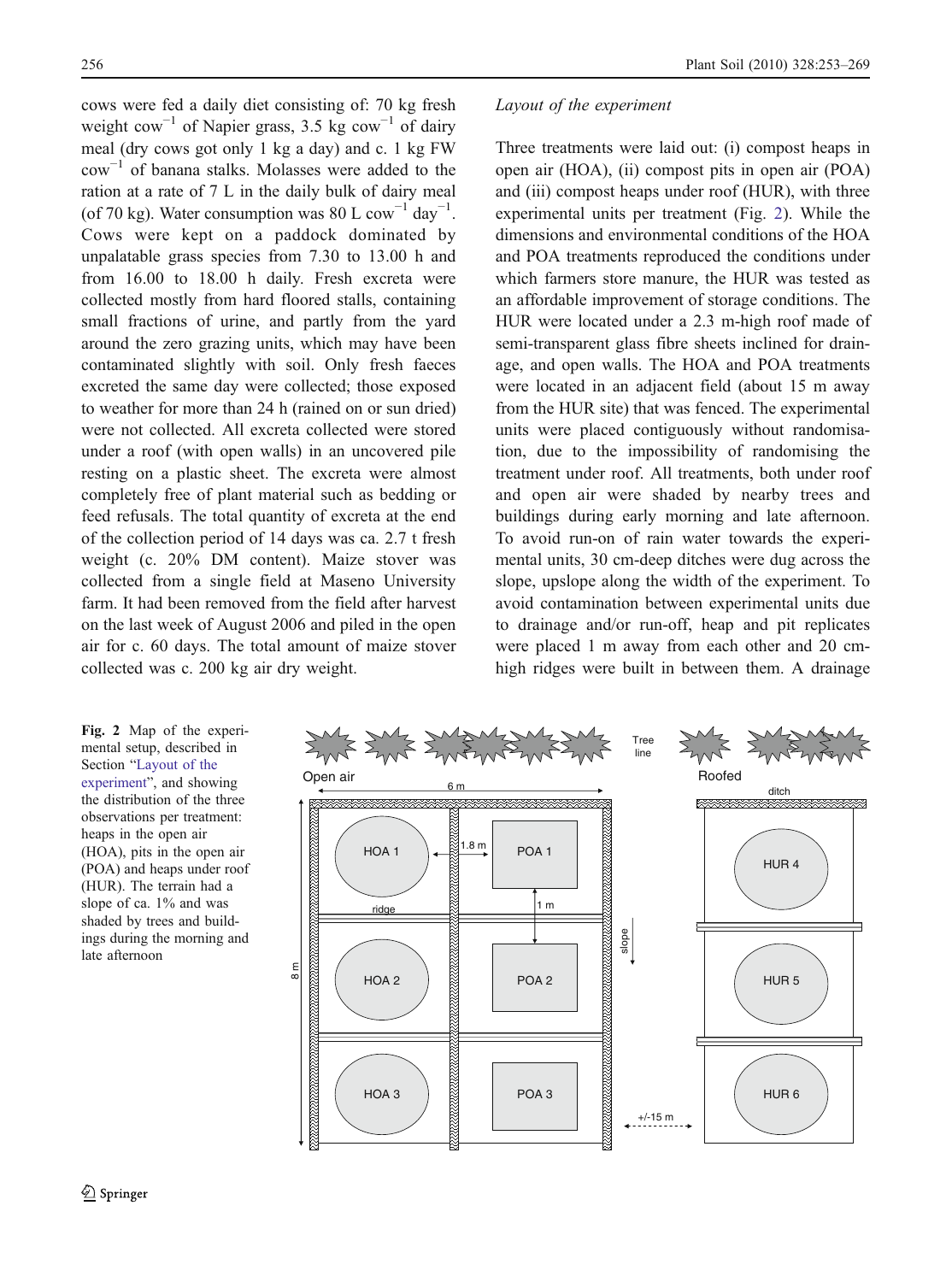cows were fed a daily diet consisting of: 70 kg fresh weight $cow^{-1}$ of Napier grass, 3.5 kg $cow^{-1}$ of dairy meal (dry cows got only 1 kg a day) and c. 1 kg FW $cow^{-1}$ of banana stalks. Molasses were added to the ration at a rate of 7 L in the daily bulk of dairy meal (of 70 kg). Water consumption was 80 L $cow^{-1}$ $day^{-1}$. Cows were kept on a paddock dominated by unpalatable grass species from 7.30 to 13.00 h and from 16.00 to 18.00 h daily. Fresh excreta were collected mostly from hard floored stalls, containing small fractions of urine, and partly from the yard around the zero grazing units, which may have been contaminated slightly with soil. Only fresh faeces excreted the same day were collected; those exposed to weather for more than 24 h (rained on or sun dried) were not collected. All excreta collected were stored under a roof (with open walls) in an uncovered pile resting on a plastic sheet. The excreta were almost completely free of plant material such as bedding or feed refusals. The total quantity of excreta at the end of the collection period of 14 days was ca. 2.7 t fresh weight (c. 20% DM content). Maize stover was collected from a single field at Maseno University farm. It had been removed from the field after harvest on the last week of August 2006 and piled in the open air for c. 60 days. The total amount of maize stover collected was c. 200 kg air dry weight.

### *Layout of the experiment*

Three treatments were laid out: (i) compost heaps in open air (HOA), (ii) compost pits in open air (POA) and (iii) compost heaps under roof (HUR), with three experimental units per treatment (Fig. 2). While the dimensions and environmental conditions of the HOA and POA treatments reproduced the conditions under which farmers store manure, the HUR was tested as an affordable improvement of storage conditions. The HUR were located under a 2.3 m-high roof made of semi-transparent glass fibre sheets inclined for drainage, and open walls. The HOA and POA treatments were located in an adjacent field (about 15 m away from the HUR site) that was fenced. The experimental units were placed contiguously without randomisation, due to the impossibility of randomising the treatment under roof. All treatments, both under roof and open air were shaded by nearby trees and buildings during early morning and late afternoon. To avoid run-on of rain water towards the experimental units, 30 cm-deep ditches were dug across the slope, upslope along the width of the experiment. To avoid contamination between experimental units due to drainage and/or run-off, heap and pit replicates were placed 1 m away from each other and 20 cm-high ridges were built in between them. A drainage

**Fig. 2** Map of the experimental setup, described in Section "Layout of the experiment", and showing the distribution of the three observations per treatment: heaps in the open air (HOA), pits in the open air (POA) and heaps under roof (HUR). The terrain had a slope of ca. 1% and was shaded by trees and buildings during the morning and late afternoon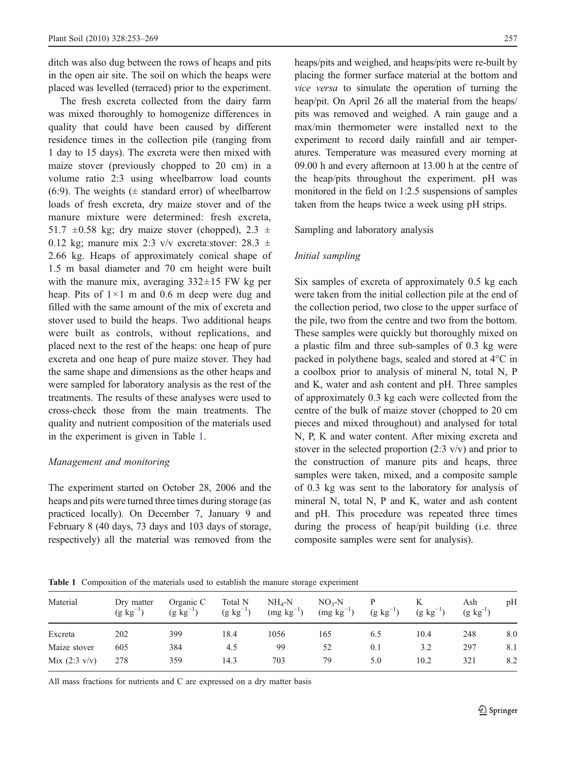ditch was also dug between the rows of heaps and pits in the open air site. The soil on which the heaps were placed was levelled (terraced) prior to the experiment.

The fresh excreta collected from the dairy farm was mixed thoroughly to homogenize differences in quality that could have been caused by different residence times in the collection pile (ranging from 1 day to 15 days). The excreta were then mixed with maize stover (previously chopped to 20 cm) in a volume ratio 2:3 using wheelbarrow load counts (6:9). The weights (± standard error) of wheelbarrow loads of fresh excreta, dry maize stover and of the manure mixture were determined: fresh excreta, 51.7 ±0.58 kg; dry maize stover (chopped), 2.3 ± 0.12 kg; manure mix 2:3 v/v excreta:stover: 28.3 ± 2.66 kg. Heaps of approximately conical shape of 1.5 m basal diameter and 70 cm height were built with the manure mix, averaging 332±15 FW kg per heap. Pits of 1×1 m and 0.6 m deep were dug and filled with the same amount of the mix of excreta and stover used to build the heaps. Two additional heaps were built as controls, without replications, and placed next to the rest of the heaps: one heap of pure excreta and one heap of pure maize stover. They had the same shape and dimensions as the other heaps and were sampled for laboratory analysis as the rest of the treatments. The results of these analyses were used to cross-check those from the main treatments. The quality and nutrient composition of the materials used in the experiment is given in Table 1.

### Management and monitoring

The experiment started on October 28, 2006 and the heaps and pits were turned three times during storage (as practiced locally). On December 7, January 9 and February 8 (40 days, 73 days and 103 days of storage, respectively) all the material was removed from the heaps/pits and weighed, and heaps/pits were re-built by placing the former surface material at the bottom and *vice versa* to simulate the operation of turning the heap/pit. On April 26 all the material from the heaps/pits was removed and weighed. A rain gauge and a max/min thermometer were installed next to the experiment to record daily rainfall and air temperatures. Temperature was measured every morning at 09.00 h and every afternoon at 13.00 h at the centre of the heap/pits throughout the experiment. pH was monitored in the field on 1:2.5 suspensions of samples taken from the heaps twice a week using pH strips.

## Sampling and laboratory analysis

### Initial sampling

Six samples of excreta of approximately 0.5 kg each were taken from the initial collection pile at the end of the collection period, two close to the upper surface of the pile, two from the centre and two from the bottom. These samples were quickly but thoroughly mixed on a plastic film and three sub-samples of 0.3 kg were packed in polythene bags, sealed and stored at 4°C in a coolbox prior to analysis of mineral N, total N, P and K, water and ash content and pH. Three samples of approximately 0.3 kg each were collected from the centre of the bulk of maize stover (chopped to 20 cm pieces and mixed throughout) and analysed for total N, P, K and water content. After mixing excreta and stover in the selected proportion (2:3 v/v) and prior to the construction of manure pits and heaps, three samples were taken, mixed, and a composite sample of 0.3 kg was sent to the laboratory for analysis of mineral N, total N, P and K, water and ash content and pH. This procedure was repeated three times during the process of heap/pit building (i.e. three composite samples were sent for analysis).

**Table 1** Composition of the materials used to establish the manure storage experiment

| Material | Dry matter ($g\ kg^{-1}$) | Organic C ($g\ kg^{-1}$) | Total N ($g\ kg^{-1}$) | $NH_4$-N ($mg\ kg^{-1}$) | $NO_3$-N ($mg\ kg^{-1}$) | P ($g\ kg^{-1}$) | K ($g\ kg^{-1}$) | Ash ($g\ kg^{-1}$) | pH |
|---|---|---|---|---|---|---|---|---|---|
| Excreta | 202 | 399 | 18.4 | 1056 | 165 | 6.5 | 10.4 | 248 | 8.0 |
| Maize stover | 605 | 384 | 4.5 | 99 | 52 | 0.1 | 3.2 | 297 | 8.1 |
| Mix (2:3 v/v) | 278 | 359 | 14.3 | 703 | 79 | 5.0 | 10.2 | 321 | 8.2 |

All mass fractions for nutrients and C are expressed on a dry matter basis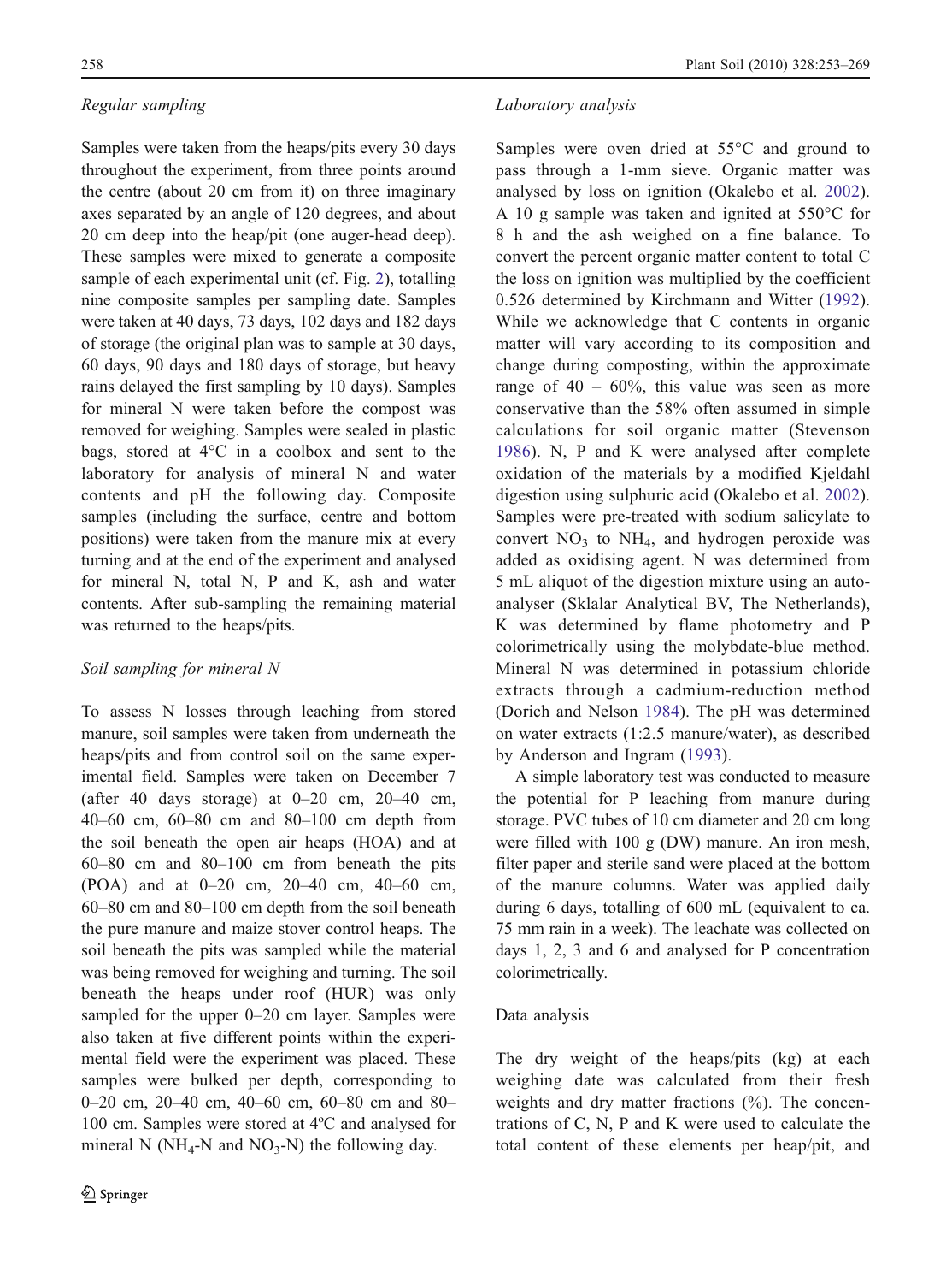*Regular sampling*

Samples were taken from the heaps/pits every 30 days throughout the experiment, from three points around the centre (about 20 cm from it) on three imaginary axes separated by an angle of 120 degrees, and about 20 cm deep into the heap/pit (one auger-head deep). These samples were mixed to generate a composite sample of each experimental unit (cf. Fig. 2), totalling nine composite samples per sampling date. Samples were taken at 40 days, 73 days, 102 days and 182 days of storage (the original plan was to sample at 30 days, 60 days, 90 days and 180 days of storage, but heavy rains delayed the first sampling by 10 days). Samples for mineral N were taken before the compost was removed for weighing. Samples were sealed in plastic bags, stored at 4°C in a coolbox and sent to the laboratory for analysis of mineral N and water contents and pH the following day. Composite samples (including the surface, centre and bottom positions) were taken from the manure mix at every turning and at the end of the experiment and analysed for mineral N, total N, P and K, ash and water contents. After sub-sampling the remaining material was returned to the heaps/pits.

*Soil sampling for mineral N*

To assess N losses through leaching from stored manure, soil samples were taken from underneath the heaps/pits and from control soil on the same experimental field. Samples were taken on December 7 (after 40 days storage) at 0–20 cm, 20–40 cm, 40–60 cm, 60–80 cm and 80–100 cm depth from the soil beneath the open air heaps (HOA) and at 60–80 cm and 80–100 cm from beneath the pits (POA) and at 0–20 cm, 20–40 cm, 40–60 cm, 60–80 cm and 80–100 cm depth from the soil beneath the pure manure and maize stover control heaps. The soil beneath the pits was sampled while the material was being removed for weighing and turning. The soil beneath the heaps under roof (HUR) was only sampled for the upper 0–20 cm layer. Samples were also taken at five different points within the experimental field were the experiment was placed. These samples were bulked per depth, corresponding to 0–20 cm, 20–40 cm, 40–60 cm, 60–80 cm and 80–100 cm. Samples were stored at 4ºC and analysed for mineral N ($NH_4$-N and $NO_3$-N) the following day.

*Laboratory analysis*

Samples were oven dried at 55°C and ground to pass through a 1-mm sieve. Organic matter was analysed by loss on ignition (Okalebo et al. 2002). A 10 g sample was taken and ignited at 550°C for 8 h and the ash weighed on a fine balance. To convert the percent organic matter content to total C the loss on ignition was multiplied by the coefficient 0.526 determined by Kirchmann and Witter (1992). While we acknowledge that C contents in organic matter will vary according to its composition and change during composting, within the approximate range of 40 – 60%, this value was seen as more conservative than the 58% often assumed in simple calculations for soil organic matter (Stevenson 1986). N, P and K were analysed after complete oxidation of the materials by a modified Kjeldahl digestion using sulphuric acid (Okalebo et al. 2002). Samples were pre-treated with sodium salicylate to convert $NO_3$ to $NH_4$, and hydrogen peroxide was added as oxidising agent. N was determined from 5 mL aliquot of the digestion mixture using an auto-analyser (Sklalar Analytical BV, The Netherlands), K was determined by flame photometry and P colorimetrically using the molybdate-blue method. Mineral N was determined in potassium chloride extracts through a cadmium-reduction method (Dorich and Nelson 1984). The pH was determined on water extracts (1:2.5 manure/water), as described by Anderson and Ingram (1993).

A simple laboratory test was conducted to measure the potential for P leaching from manure during storage. PVC tubes of 10 cm diameter and 20 cm long were filled with 100 g (DW) manure. An iron mesh, filter paper and sterile sand were placed at the bottom of the manure columns. Water was applied daily during 6 days, totalling of 600 mL (equivalent to ca. 75 mm rain in a week). The leachate was collected on days 1, 2, 3 and 6 and analysed for P concentration colorimetrically.

Data analysis

The dry weight of the heaps/pits (kg) at each weighing date was calculated from their fresh weights and dry matter fractions (%). The concentrations of C, N, P and K were used to calculate the total content of these elements per heap/pit, and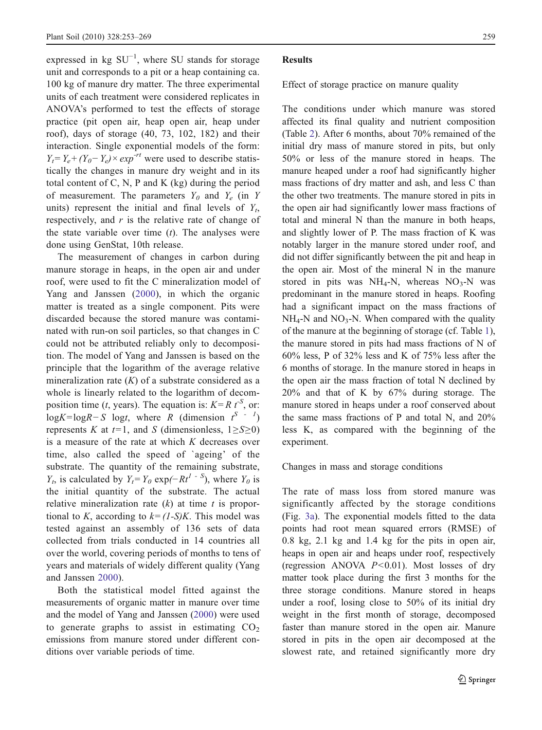expressed in kg $SU^{-1}$, where SU stands for storage unit and corresponds to a pit or a heap containing ca. 100 kg of manure dry matter. The three experimental units of each treatment were considered replicates in ANOVA's performed to test the effects of storage practice (pit open air, heap open air, heap under roof), days of storage (40, 73, 102, 182) and their interaction. Single exponential models of the form: $Y_t = Y_e + (Y_0 - Y_e) \times exp^{-rt}$ were used to describe statistically the changes in manure dry weight and in its total content of C, N, P and K (kg) during the period of measurement. The parameters $Y_0$ and $Y_e$ (in $Y$ units) represent the initial and final levels of $Y_t$, respectively, and $r$ is the relative rate of change of the state variable over time ($t$). The analyses were done using GenStat, 10th release.

The measurement of changes in carbon during manure storage in heaps, in the open air and under roof, were used to fit the C mineralization model of Yang and Janssen (2000), in which the organic matter is treated as a single component. Pits were discarded because the stored manure was contaminated with run-on soil particles, so that changes in C could not be attributed reliably only to decomposition. The model of Yang and Janssen is based on the principle that the logarithm of the average relative mineralization rate ($K$) of a substrate considered as a whole is linearly related to the logarithm of decomposition time ($t$, years). The equation is: $K = R\, t^{-S}$, or: $\log K = \log R - S\, \log t$, where $R$ (dimension $t^{S-1}$) represents $K$ at $t$=1, and $S$ (dimensionless, $1 \geq S \geq 0$) is a measure of the rate at which $K$ decreases over time, also called the speed of `ageing' of the substrate. The quantity of the remaining substrate, $Y_t$, is calculated by $Y_t = Y_0 \exp(-Rt^{1-S})$, where $Y_0$ is the initial quantity of the substrate. The actual relative mineralization rate ($k$) at time $t$ is proportional to $K$, according to $k = (1-S)K$. This model was tested against an assembly of 136 sets of data collected from trials conducted in 14 countries all over the world, covering periods of months to tens of years and materials of widely different quality (Yang and Janssen 2000).

Both the statistical model fitted against the measurements of organic matter in manure over time and the model of Yang and Janssen (2000) were used to generate graphs to assist in estimating $CO_2$ emissions from manure stored under different conditions over variable periods of time.

## Results

### Effect of storage practice on manure quality

The conditions under which manure was stored affected its final quality and nutrient composition (Table 2). After 6 months, about 70% remained of the initial dry mass of manure stored in pits, but only 50% or less of the manure stored in heaps. The manure heaped under a roof had significantly higher mass fractions of dry matter and ash, and less C than the other two treatments. The manure stored in pits in the open air had significantly lower mass fractions of total and mineral N than the manure in both heaps, and slightly lower of P. The mass fraction of K was notably larger in the manure stored under roof, and did not differ significantly between the pit and heap in the open air. Most of the mineral N in the manure stored in pits was $NH_4$-N, whereas $NO_3$-N was predominant in the manure stored in heaps. Roofing had a significant impact on the mass fractions of $NH_4$-N and $NO_3$-N. When compared with the quality of the manure at the beginning of storage (cf. Table 1), the manure stored in pits had mass fractions of N of 60% less, P of 32% less and K of 75% less after the 6 months of storage. In the manure stored in heaps in the open air the mass fraction of total N declined by 20% and that of K by 67% during storage. The manure stored in heaps under a roof conserved about the same mass fractions of P and total N, and 20% less K, as compared with the beginning of the experiment.

### Changes in mass and storage conditions

The rate of mass loss from stored manure was significantly affected by the storage conditions (Fig. 3a). The exponential models fitted to the data points had root mean squared errors (RMSE) of 0.8 kg, 2.1 kg and 1.4 kg for the pits in open air, heaps in open air and heaps under roof, respectively (regression ANOVA $P<0.01$). Most losses of dry matter took place during the first 3 months for the three storage conditions. Manure stored in heaps under a roof, losing close to 50% of its initial dry weight in the first month of storage, decomposed faster than manure stored in the open air. Manure stored in pits in the open air decomposed at the slowest rate, and retained significantly more dry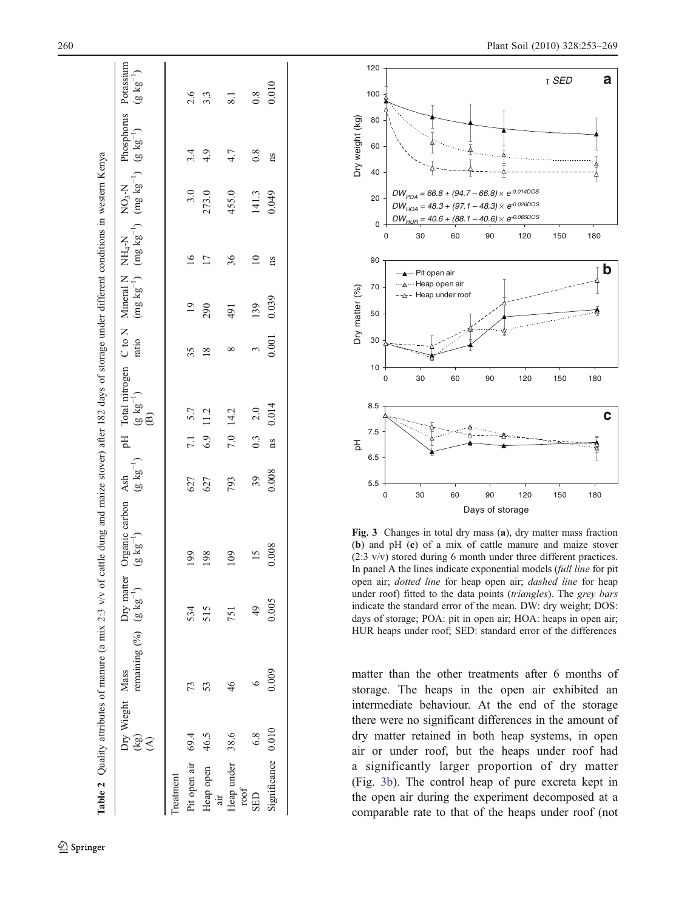**Table 2** Quality attributes of manure (a mix 2:3 v/v of cattle dung and maize stover) after 182 days of storage under different conditions in western Kenya

| | Dry Wieght (kg) (A) | Mass remaining (%) | Dry matter (g kg$^{-1}$) | Organic carbon (g kg$^{-1}$) | Ash (g kg$^{-1}$) | pH | Total nitrogen (g kg$^{-1}$) (B) | C to N ratio | Mineral N (mg kg$^{-1}$) | $NH_4$-N (mg kg$^{-1}$) | $NO_3$-N (mg kg$^{-1}$) | Phosphorus (g kg$^{-1}$) | Potassium (g kg$^{-1}$) |
|---|---|---|---|---|---|---|---|---|---|---|---|---|---|
| Treatment | | | | | | | | | | | | | |
| Pit open air | 69.4 | 73 | 534 | 199 | 627 | 7.1 | 5.7 | 35 | 19 | 16 | 3.0 | 3.4 | 2.6 |
| Heap open air | 46.5 | 53 | 515 | 198 | 627 | 6.9 | 11.2 | 18 | 290 | 17 | 273.0 | 4.9 | 3.3 |
| Heap under roof | 38.6 | 46 | 751 | 109 | 793 | 7.0 | 14.2 | 8 | 491 | 36 | 455.0 | 4.7 | 8.1 |
| SED | 6.8 | 6 | 49 | 15 | 39 | 0.3 | 2.0 | 3 | 139 | 10 | 141.3 | 0.8 | 0.8 |
| Significance | 0.010 | 0.009 | 0.005 | 0.008 | 0.008 | ns | 0.014 | 0.001 | 0.039 | ns | 0.049 | ns | 0.010 |

**Fig. 3** Changes in total dry mass (**a**), dry matter mass fraction (**b**) and pH (**c**) of a mix of cattle manure and maize stover (2:3 v/v) stored during 6 month under three different practices. In panel A the lines indicate exponential models (*full line* for pit open air; *dotted line* for heap open air; *dashed line* for heap under roof) fitted to the data points (*triangles*). The *grey bars* indicate the standard error of the mean. DW: dry weight; DOS: days of storage; POA: pit in open air; HOA: heaps in open air; HUR heaps under roof; SED: standard error of the differences

$$DW_{POA} = 66.8 + (94.7 - 66.8) \times e^{-0.014DOS}$$
$$DW_{HOA} = 48.3 + (97.1 - 48.3) \times e^{-0.026DOS}$$
$$DW_{HUR} = 40.6 + (88.1 - 40.6) \times e^{-0.065DOS}$$

matter than the other treatments after 6 months of storage. The heaps in the open air exhibited an intermediate behaviour. At the end of the storage there were no significant differences in the amount of dry matter retained in both heap systems, in open air or under roof, but the heaps under roof had a significantly larger proportion of dry matter (Fig. 3b). The control heap of pure excreta kept in the open air during the experiment decomposed at a comparable rate to that of the heaps under roof (not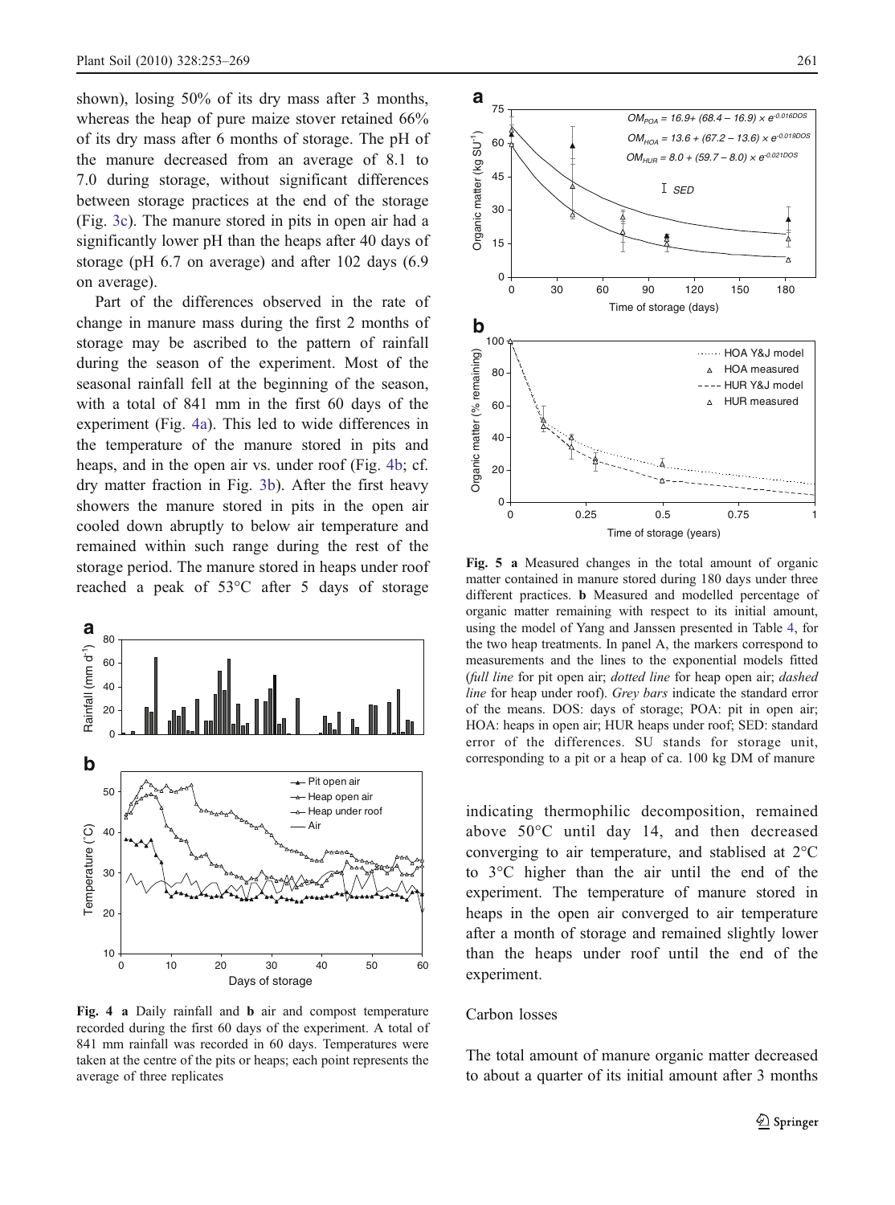shown), losing 50% of its dry mass after 3 months, whereas the heap of pure maize stover retained 66% of its dry mass after 6 months of storage. The pH of the manure decreased from an average of 8.1 to 7.0 during storage, without significant differences between storage practices at the end of the storage (Fig. 3c). The manure stored in pits in open air had a significantly lower pH than the heaps after 40 days of storage (pH 6.7 on average) and after 102 days (6.9 on average).

Part of the differences observed in the rate of change in manure mass during the first 2 months of storage may be ascribed to the pattern of rainfall during the season of the experiment. Most of the seasonal rainfall fell at the beginning of the season, with a total of 841 mm in the first 60 days of the experiment (Fig. 4a). This led to wide differences in the temperature of the manure stored in pits and heaps, and in the open air vs. under roof (Fig. 4b; cf. dry matter fraction in Fig. 3b). After the first heavy showers the manure stored in pits in the open air cooled down abruptly to below air temperature and remained within such range during the rest of the storage period. The manure stored in heaps under roof reached a peak of 53°C after 5 days of storage indicating thermophilic decomposition, remained above 50°C until day 14, and then decreased converging to air temperature, and stablised at 2°C to 3°C higher than the air until the end of the experiment. The temperature of manure stored in heaps in the open air converged to air temperature after a month of storage and remained slightly lower than the heaps under roof until the end of the experiment.

**Fig. 4** **a** Daily rainfall and **b** air and compost temperature recorded during the first 60 days of the experiment. A total of 841 mm rainfall was recorded in 60 days. Temperatures were taken at the centre of the pits or heaps; each point represents the average of three replicates

**Fig. 5** **a** Measured changes in the total amount of organic matter contained in manure stored during 180 days under three different practices. **b** Measured and modelled percentage of organic matter remaining with respect to its initial amount, using the model of Yang and Janssen presented in Table 4, for the two heap treatments. In panel A, the markers correspond to measurements and the lines to the exponential models fitted (*full line* for pit open air; *dotted line* for heap open air; *dashed line* for heap under roof). *Grey bars* indicate the standard error of the means. DOS: days of storage; POA: pit in open air; HOA: heaps in open air; HUR heaps under roof; SED: standard error of the differences. SU stands for storage unit, corresponding to a pit or a heap of ca. 100 kg DM of manure

Carbon losses

The total amount of manure organic matter decreased to about a quarter of its initial amount after 3 months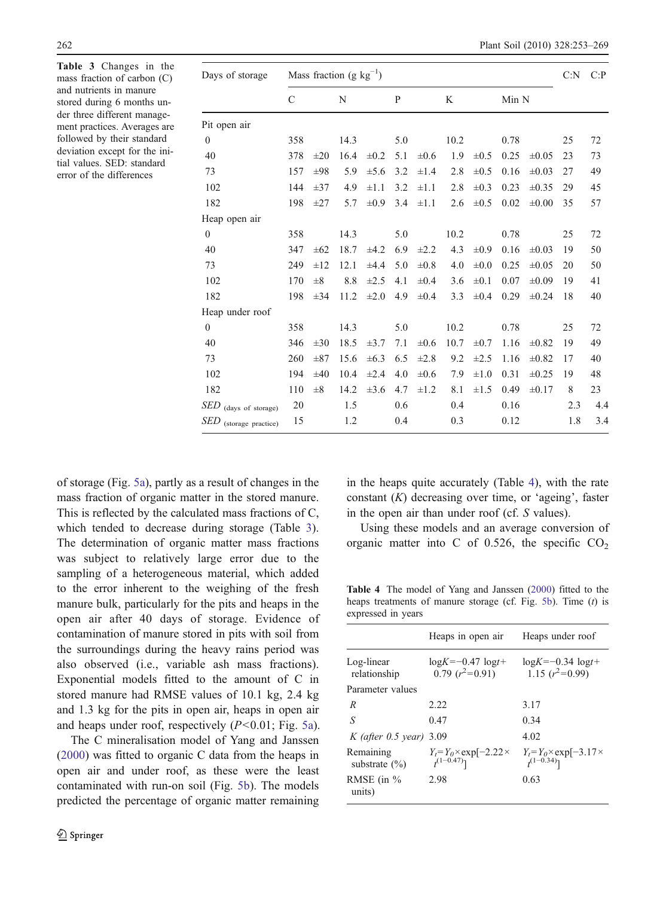**Table 3** Changes in the mass fraction of carbon (C) and nutrients in manure stored during 6 months under three different management practices. Averages are followed by their standard deviation except for the initial values. SED: standard error of the differences

| Days of storage | Mass fraction (g kg$^{-1}$) | | | | | | | | | | C:N | C:P |
|---|---|---|---|---|---|---|---|---|---|---|---|---|
| | C | | N | | P | | K | | Min N | | | |
| Pit open air | | | | | | | | | | | | |
| 0 | 358 | | 14.3 | | 5.0 | | 10.2 | | 0.78 | | 25 | 72 |
| 40 | 378 | ±20 | 16.4 | ±0.2 | 5.1 | ±0.6 | 1.9 | ±0.5 | 0.25 | ±0.05 | 23 | 73 |
| 73 | 157 | ±98 | 5.9 | ±5.6 | 3.2 | ±1.4 | 2.8 | ±0.5 | 0.16 | ±0.03 | 27 | 49 |
| 102 | 144 | ±37 | 4.9 | ±1.1 | 3.2 | ±1.1 | 2.8 | ±0.3 | 0.23 | ±0.35 | 29 | 45 |
| 182 | 198 | ±27 | 5.7 | ±0.9 | 3.4 | ±1.1 | 2.6 | ±0.5 | 0.02 | ±0.00 | 35 | 57 |
| Heap open air | | | | | | | | | | | | |
| 0 | 358 | | 14.3 | | 5.0 | | 10.2 | | 0.78 | | 25 | 72 |
| 40 | 347 | ±62 | 18.7 | ±4.2 | 6.9 | ±2.2 | 4.3 | ±0.9 | 0.16 | ±0.03 | 19 | 50 |
| 73 | 249 | ±12 | 12.1 | ±4.4 | 5.0 | ±0.8 | 4.0 | ±0.0 | 0.25 | ±0.05 | 20 | 50 |
| 102 | 170 | ±8 | 8.8 | ±2.5 | 4.1 | ±0.4 | 3.6 | ±0.1 | 0.07 | ±0.09 | 19 | 41 |
| 182 | 198 | ±34 | 11.2 | ±2.0 | 4.9 | ±0.4 | 3.3 | ±0.4 | 0.29 | ±0.24 | 18 | 40 |
| Heap under roof | | | | | | | | | | | | |
| 0 | 358 | | 14.3 | | 5.0 | | 10.2 | | 0.78 | | 25 | 72 |
| 40 | 346 | ±30 | 18.5 | ±3.7 | 7.1 | ±0.6 | 10.7 | ±0.7 | 1.16 | ±0.82 | 19 | 49 |
| 73 | 260 | ±87 | 15.6 | ±6.3 | 6.5 | ±2.8 | 9.2 | ±2.5 | 1.16 | ±0.82 | 17 | 40 |
| 102 | 194 | ±40 | 10.4 | ±2.4 | 4.0 | ±0.6 | 7.9 | ±1.0 | 0.31 | ±0.25 | 19 | 48 |
| 182 | 110 | ±8 | 14.2 | ±3.6 | 4.7 | ±1.2 | 8.1 | ±1.5 | 0.49 | ±0.17 | 8 | 23 |
| $SED_{\text{(days of storage)}}$ | 20 | | 1.5 | | 0.6 | | 0.4 | | 0.16 | | 2.3 | 4.4 |
| $SED_{\text{(storage practice)}}$ | 15 | | 1.2 | | 0.4 | | 0.3 | | 0.12 | | 1.8 | 3.4 |

of storage (Fig. 5a), partly as a result of changes in the mass fraction of organic matter in the stored manure. This is reflected by the calculated mass fractions of C, which tended to decrease during storage (Table 3). The determination of organic matter mass fractions was subject to relatively large error due to the sampling of a heterogeneous material, which added to the error inherent to the weighing of the fresh manure bulk, particularly for the pits and heaps in the open air after 40 days of storage. Evidence of contamination of manure stored in pits with soil from the surroundings during the heavy rains period was also observed (i.e., variable ash mass fractions). Exponential models fitted to the amount of C in stored manure had RMSE values of 10.1 kg, 2.4 kg and 1.3 kg for the pits in open air, heaps in open air and heaps under roof, respectively ($P<0.01$; Fig. 5a).

The C mineralisation model of Yang and Janssen (2000) was fitted to organic C data from the heaps in open air and under roof, as these were the least contaminated with run-on soil (Fig. 5b). The models predicted the percentage of organic matter remaining in the heaps quite accurately (Table 4), with the rate constant ($K$) decreasing over time, or 'ageing', faster in the open air than under roof (cf. $S$ values).

Using these models and an average conversion of organic matter into C of 0.526, the specific $CO_2$

**Table 4** The model of Yang and Janssen (2000) fitted to the heaps treatments of manure storage (cf. Fig. 5b). Time ($t$) is expressed in years

| | Heaps in open air | Heaps under roof |
|---|---|---|
| Log-linear relationship | $\log K = -0.47 \log t + 0.79$ ($r^2=0.91$) | $\log K = -0.34 \log t + 1.15$ ($r^2=0.99$) |
| Parameter values | | |
| $R$ | 2.22 | 3.17 |
| $S$ | 0.47 | 0.34 |
| $K$ *(after 0.5 year)* | 3.09 | 4.02 |
| Remaining substrate (%) | $Y_t = Y_0 \times \exp[-2.22 \times t^{(1-0.47)}]$ | $Y_t = Y_0 \times \exp[-3.17 \times t^{(1-0.34)}]$ |
| RMSE (in % units) | 2.98 | 0.63 |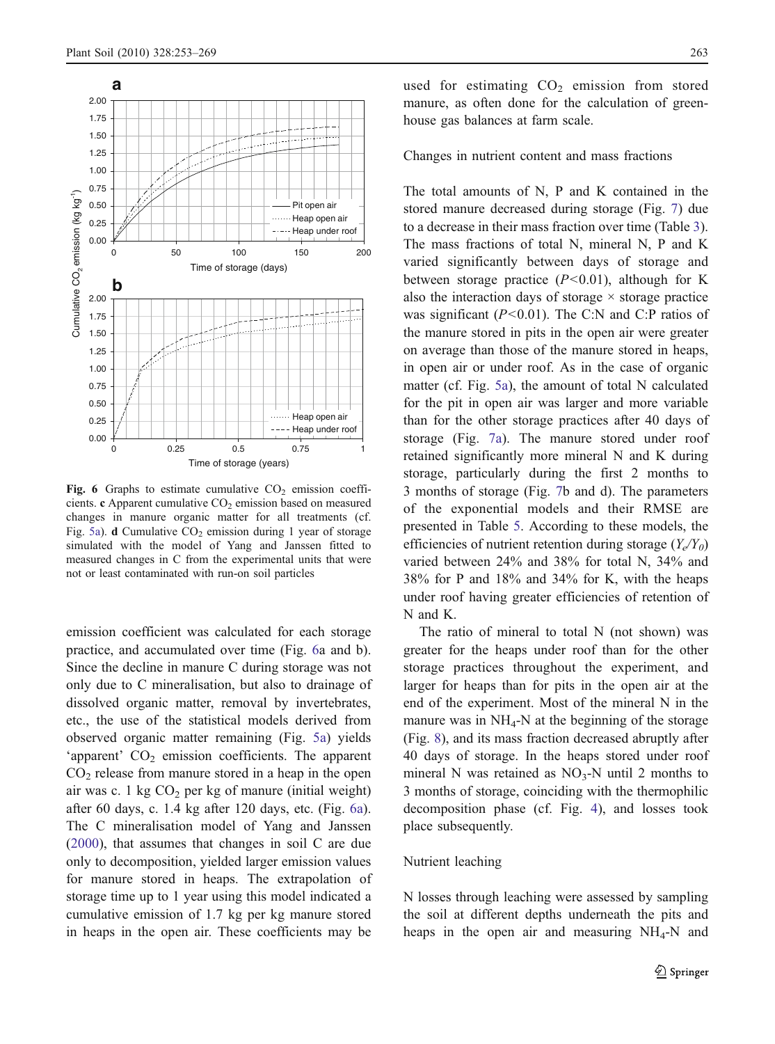Fig. 6 Graphs to estimate cumulative $CO_2$ emission coefficients. **c** Apparent cumulative $CO_2$ emission based on measured changes in manure organic matter for all treatments (cf. Fig. 5a). **d** Cumulative $CO_2$ emission during 1 year of storage simulated with the model of Yang and Janssen fitted to measured changes in C from the experimental units that were not or least contaminated with run-on soil particles

emission coefficient was calculated for each storage practice, and accumulated over time (Fig. 6a and b). Since the decline in manure C during storage was not only due to C mineralisation, but also to drainage of dissolved organic matter, removal by invertebrates, etc., the use of the statistical models derived from observed organic matter remaining (Fig. 5a) yields 'apparent' $CO_2$ emission coefficients. The apparent $CO_2$ release from manure stored in a heap in the open air was c. 1 kg $CO_2$ per kg of manure (initial weight) after 60 days, c. 1.4 kg after 120 days, etc. (Fig. 6a). The C mineralisation model of Yang and Janssen (2000), that assumes that changes in soil C are due only to decomposition, yielded larger emission values for manure stored in heaps. The extrapolation of storage time up to 1 year using this model indicated a cumulative emission of 1.7 kg per kg manure stored in heaps in the open air. These coefficients may be used for estimating $CO_2$ emission from stored manure, as often done for the calculation of greenhouse gas balances at farm scale.

## Changes in nutrient content and mass fractions

The total amounts of N, P and K contained in the stored manure decreased during storage (Fig. 7) due to a decrease in their mass fraction over time (Table 3). The mass fractions of total N, mineral N, P and K varied significantly between days of storage and between storage practice ($P<0.01$), although for K also the interaction days of storage × storage practice was significant ($P<0.01$). The C:N and C:P ratios of the manure stored in pits in the open air were greater on average than those of the manure stored in heaps, in open air or under roof. As in the case of organic matter (cf. Fig. 5a), the amount of total N calculated for the pit in open air was larger and more variable than for the other storage practices after 40 days of storage (Fig. 7a). The manure stored under roof retained significantly more mineral N and K during storage, particularly during the first 2 months to 3 months of storage (Fig. 7b and d). The parameters of the exponential models and their RMSE are presented in Table 5. According to these models, the efficiencies of nutrient retention during storage ($Y_e/Y_0$) varied between 24% and 38% for total N, 34% and 38% for P and 18% and 34% for K, with the heaps under roof having greater efficiencies of retention of N and K.

The ratio of mineral to total N (not shown) was greater for the heaps under roof than for the other storage practices throughout the experiment, and larger for heaps than for pits in the open air at the end of the experiment. Most of the mineral N in the manure was in $NH_4$-N at the beginning of the storage (Fig. 8), and its mass fraction decreased abruptly after 40 days of storage. In the heaps stored under roof mineral N was retained as $NO_3$-N until 2 months to 3 months of storage, coinciding with the thermophilic decomposition phase (cf. Fig. 4), and losses took place subsequently.

## Nutrient leaching

N losses through leaching were assessed by sampling the soil at different depths underneath the pits and heaps in the open air and measuring $NH_4$-N and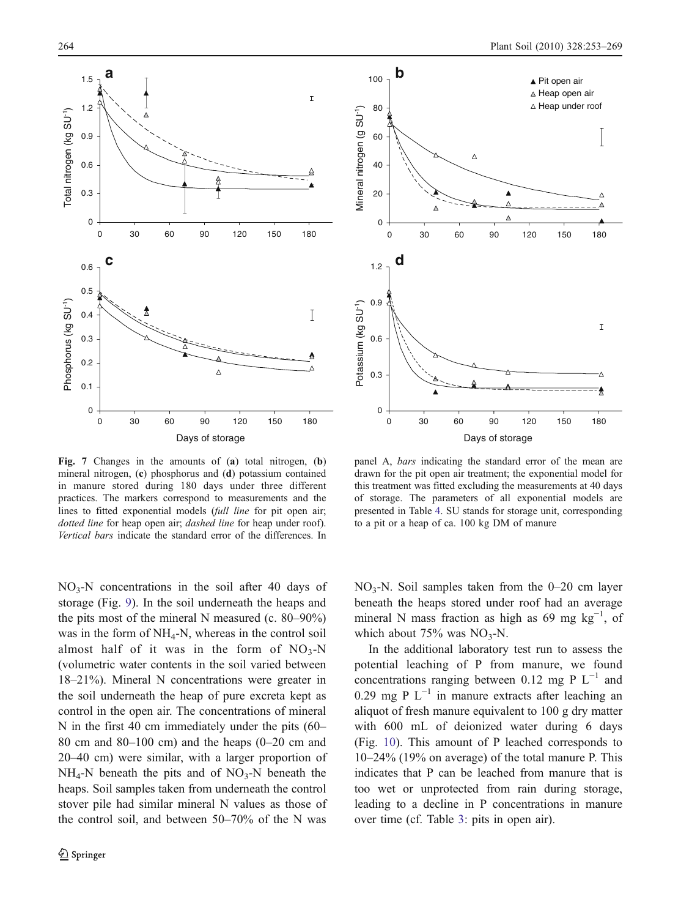**Fig. 7** Changes in the amounts of (**a**) total nitrogen, (**b**) mineral nitrogen, (**c**) phosphorus and (**d**) potassium contained in manure stored during 180 days under three different practices. The markers correspond to measurements and the lines to fitted exponential models (*full line* for pit open air; *dotted line* for heap open air; *dashed line* for heap under roof). *Vertical bars* indicate the standard error of the differences. In panel A, *bars* indicating the standard error of the mean are drawn for the pit open air treatment; the exponential model for this treatment was fitted excluding the measurements at 40 days of storage. The parameters of all exponential models are presented in Table 4. SU stands for storage unit, corresponding to a pit or a heap of ca. 100 kg DM of manure

$NO_3$-N concentrations in the soil after 40 days of storage (Fig. 9). In the soil underneath the heaps and the pits most of the mineral N measured (c. 80–90%) was in the form of $NH_4$-N, whereas in the control soil almost half of it was in the form of $NO_3$-N (volumetric water contents in the soil varied between 18–21%). Mineral N concentrations were greater in the soil underneath the heap of pure excreta kept as control in the open air. The concentrations of mineral N in the first 40 cm immediately under the pits (60–80 cm and 80–100 cm) and the heaps (0–20 cm and 20–40 cm) were similar, with a larger proportion of $NH_4$-N beneath the pits and of $NO_3$-N beneath the heaps. Soil samples taken from underneath the control stover pile had similar mineral N values as those of the control soil, and between 50–70% of the N was $NO_3$-N. Soil samples taken from the 0–20 cm layer beneath the heaps stored under roof had an average mineral N mass fraction as high as 69 mg kg$^{-1}$, of which about 75% was $NO_3$-N.

In the additional laboratory test run to assess the potential leaching of P from manure, we found concentrations ranging between 0.12 mg P L$^{-1}$ and 0.29 mg P L$^{-1}$ in manure extracts after leaching an aliquot of fresh manure equivalent to 100 g dry matter with 600 mL of deionized water during 6 days (Fig. 10). This amount of P leached corresponds to 10–24% (19% on average) of the total manure P. This indicates that P can be leached from manure that is too wet or unprotected from rain during storage, leading to a decline in P concentrations in manure over time (cf. Table 3: pits in open air).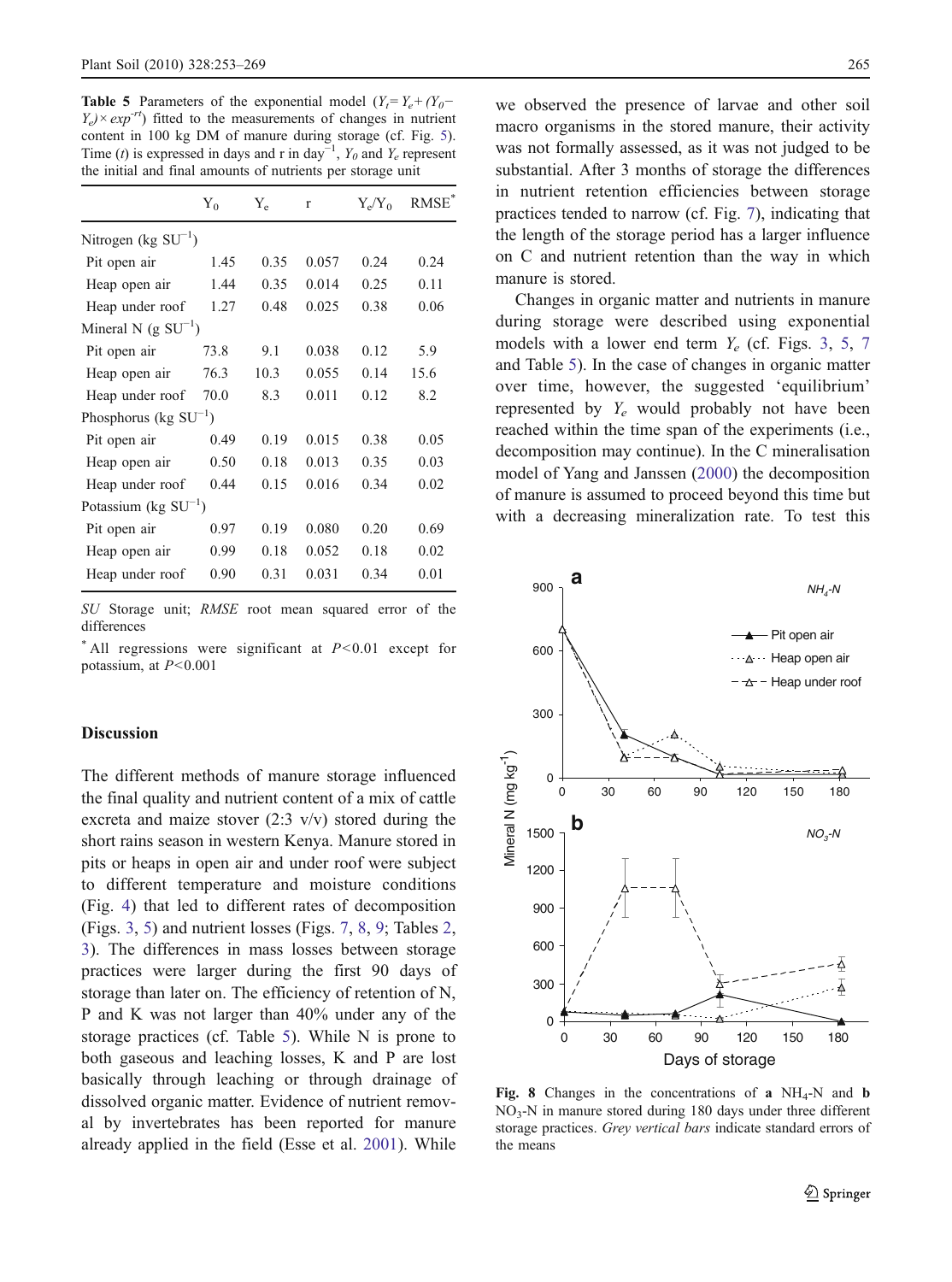**Table 5** Parameters of the exponential model ($Y_t = Y_e + (Y_0 - Y_e) \times exp^{-rt}$) fitted to the measurements of changes in nutrient content in 100 kg DM of manure during storage (cf. Fig. 5). Time ($t$) is expressed in days and r in day$^{-1}$, $Y_0$ and $Y_e$ represent the initial and final amounts of nutrients per storage unit

| | $Y_0$ | $Y_e$ | r | $Y_e/Y_0$ | RMSE* |
|---|---|---|---|---|---|
| Nitrogen (kg SU$^{-1}$) | | | | | |
| Pit open air | 1.45 | 0.35 | 0.057 | 0.24 | 0.24 |
| Heap open air | 1.44 | 0.35 | 0.014 | 0.25 | 0.11 |
| Heap under roof | 1.27 | 0.48 | 0.025 | 0.38 | 0.06 |
| Mineral N (g SU$^{-1}$) | | | | | |
| Pit open air | 73.8 | 9.1 | 0.038 | 0.12 | 5.9 |
| Heap open air | 76.3 | 10.3 | 0.055 | 0.14 | 15.6 |
| Heap under roof | 70.0 | 8.3 | 0.011 | 0.12 | 8.2 |
| Phosphorus (kg SU$^{-1}$) | | | | | |
| Pit open air | 0.49 | 0.19 | 0.015 | 0.38 | 0.05 |
| Heap open air | 0.50 | 0.18 | 0.013 | 0.35 | 0.03 |
| Heap under roof | 0.44 | 0.15 | 0.016 | 0.34 | 0.02 |
| Potassium (kg SU$^{-1}$) | | | | | |
| Pit open air | 0.97 | 0.19 | 0.080 | 0.20 | 0.69 |
| Heap open air | 0.99 | 0.18 | 0.052 | 0.18 | 0.02 |
| Heap under roof | 0.90 | 0.31 | 0.031 | 0.34 | 0.01 |

*SU* Storage unit; *RMSE* root mean squared error of the differences

\* All regressions were significant at $P<0.01$ except for potassium, at $P<0.001$

## Discussion

The different methods of manure storage influenced the final quality and nutrient content of a mix of cattle excreta and maize stover (2:3 v/v) stored during the short rains season in western Kenya. Manure stored in pits or heaps in open air and under roof were subject to different temperature and moisture conditions (Fig. 4) that led to different rates of decomposition (Figs. 3, 5) and nutrient losses (Figs. 7, 8, 9; Tables 2, 3). The differences in mass losses between storage practices were larger during the first 90 days of storage than later on. The efficiency of retention of N, P and K was not larger than 40% under any of the storage practices (cf. Table 5). While N is prone to both gaseous and leaching losses, K and P are lost basically through leaching or through drainage of dissolved organic matter. Evidence of nutrient removal by invertebrates has been reported for manure already applied in the field (Esse et al. 2001). While we observed the presence of larvae and other soil macro organisms in the stored manure, their activity was not formally assessed, as it was not judged to be substantial. After 3 months of storage the differences in nutrient retention efficiencies between storage practices tended to narrow (cf. Fig. 7), indicating that the length of the storage period has a larger influence on C and nutrient retention than the way in which manure is stored.

Changes in organic matter and nutrients in manure during storage were described using exponential models with a lower end term $Y_e$ (cf. Figs. 3, 5, 7 and Table 5). In the case of changes in organic matter over time, however, the suggested 'equilibrium' represented by $Y_e$ would probably not have been reached within the time span of the experiments (i.e., decomposition may continue). In the C mineralisation model of Yang and Janssen (2000) the decomposition of manure is assumed to proceed beyond this time but with a decreasing mineralization rate. To test this

**Fig. 8** Changes in the concentrations of **a** $NH_4$-N and **b** $NO_3$-N in manure stored during 180 days under three different storage practices. *Grey vertical bars* indicate standard errors of the means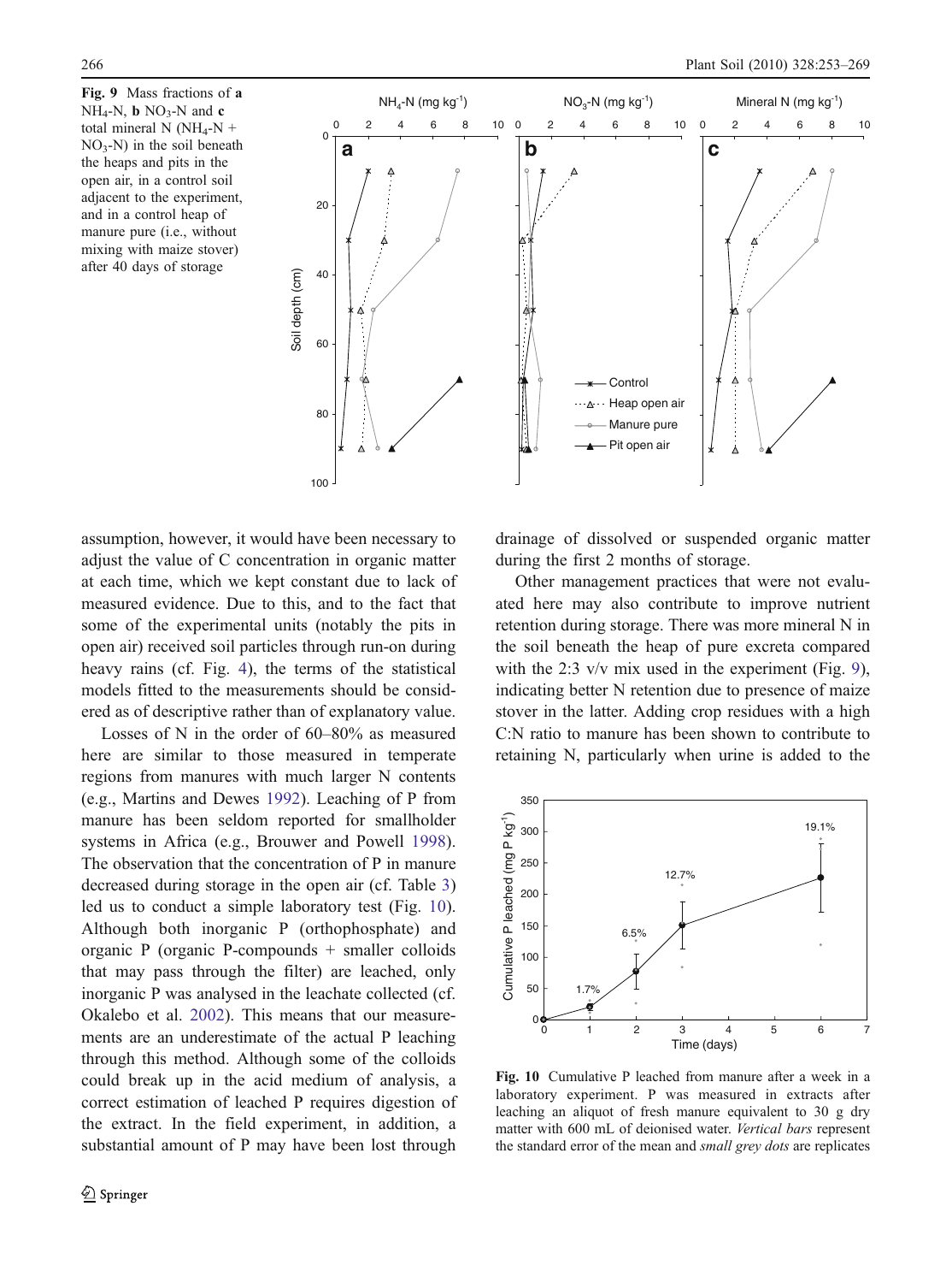**Fig. 9** Mass fractions of **a** $NH_4$-N, **b** $NO_3$-N and **c** total mineral N ($NH_4$-N + $NO_3$-N) in the soil beneath the heaps and pits in the open air, in a control soil adjacent to the experiment, and in a control heap of manure pure (i.e., without mixing with maize stover) after 40 days of storage

assumption, however, it would have been necessary to adjust the value of C concentration in organic matter at each time, which we kept constant due to lack of measured evidence. Due to this, and to the fact that some of the experimental units (notably the pits in open air) received soil particles through run-on during heavy rains (cf. Fig. 4), the terms of the statistical models fitted to the measurements should be considered as of descriptive rather than explanatory value.

Losses of N in the order of 60–80% as measured here are similar to those measured in temperate regions from manures with much larger N contents (e.g., Martins and Dewes 1992). Leaching of P from manure has been seldom reported for smallholder systems in Africa (e.g., Brouwer and Powell 1998). The observation that the concentration of P in manure decreased during storage in the open air (cf. Table 3) led us to conduct a simple laboratory test (Fig. 10). Although both inorganic P (orthophosphate) and organic P (organic P-compounds + smaller colloids that may pass through the filter) are leached, only inorganic P was analysed in the leachate collected (cf. Okalebo et al. 2002). This means that our measurements are an underestimate of the actual P leaching through this method. Although some of the colloids could break up in the acid medium of analysis, a correct estimation of leached P requires digestion of the extract. In the field experiment, in addition, a substantial amount of P may have been lost through drainage of dissolved or suspended organic matter during the first 2 months of storage.

Other management practices that were not evaluated here may also contribute to improve nutrient retention during storage. There was more mineral N in the soil beneath the heap of pure excreta compared with the 2:3 v/v mix used in the experiment (Fig. 9), indicating better N retention due to presence of maize stover in the latter. Adding crop residues with a high C:N ratio to manure has been shown to contribute to retaining N, particularly when urine is added to the

**Fig. 10** Cumulative P leached from manure after a week in a laboratory experiment. P was measured in extracts after leaching an aliquot of fresh manure equivalent to 30 g dry matter with 600 mL of deionised water. *Vertical bars* represent the standard error of the mean and *small grey dots* are replicates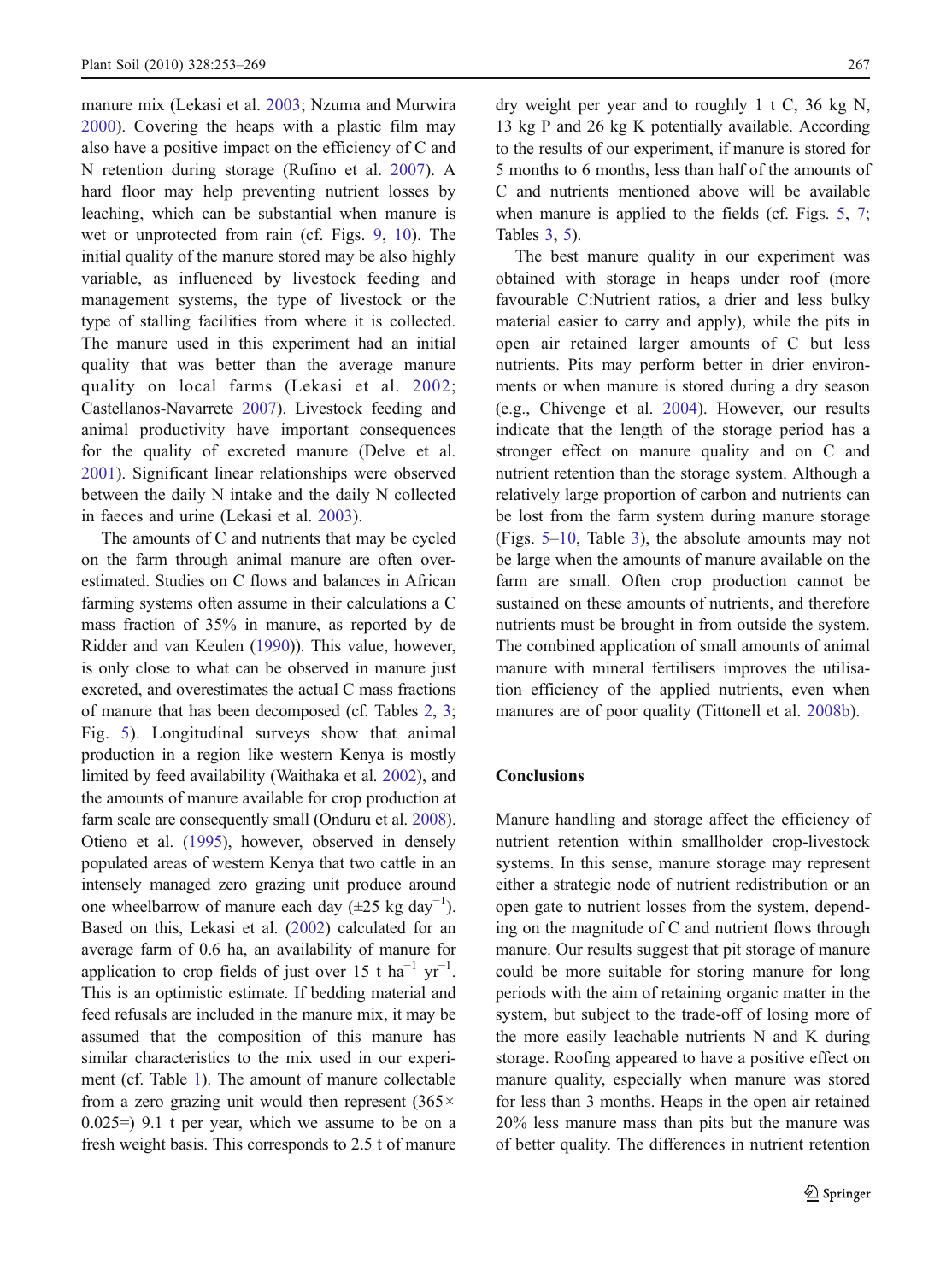manure mix (Lekasi et al. 2003; Nzuma and Murwira 2000). Covering the heaps with a plastic film may also have a positive impact on the efficiency of C and N retention during storage (Rufino et al. 2007). A hard floor may help preventing nutrient losses by leaching, which can be substantial when manure is wet or unprotected from rain (cf. Figs. 9, 10). The initial quality of the manure stored may be also highly variable, as influenced by livestock feeding and management systems, the type of livestock or the type of stalling facilities from where it is collected. The manure used in this experiment had an initial quality that was better than the average manure quality on local farms (Lekasi et al. 2002; Castellanos-Navarrete 2007). Livestock feeding and animal productivity have important consequences for the quality of excreted manure (Delve et al. 2001). Significant linear relationships were observed between the daily N intake and the daily N collected in faeces and urine (Lekasi et al. 2003).

The amounts of C and nutrients that may be cycled on the farm through animal manure are often overestimated. Studies on C flows and balances in African farming systems often assume in their calculations a C mass fraction of 35% in manure, as reported by de Ridder and van Keulen (1990)). This value, however, is only close to what can be observed in manure just excreted, and overestimates the actual C mass fractions of manure that has been decomposed (cf. Tables 2, 3; Fig. 5). Longitudinal surveys show that animal production in a region like western Kenya is mostly limited by feed availability (Waithaka et al. 2002), and the amounts of manure available for crop production at farm scale are consequently small (Onduru et al. 2008). Otieno et al. (1995), however, observed in densely populated areas of western Kenya that two cattle in an intensely managed zero grazing unit produce around one wheelbarrow of manure each day (±25 kg day$^{-1}$). Based on this, Lekasi et al. (2002) calculated for an average farm of 0.6 ha, an availability of manure for application to crop fields of just over 15 t ha$^{-1}$ yr$^{-1}$. This is an optimistic estimate. If bedding material and feed refusals are included in the manure mix, it may be assumed that the composition of this manure has similar characteristics to the mix used in our experiment (cf. Table 1). The amount of manure collectable from a zero grazing unit would then represent ($365\times 0.025=$) 9.1 t per year, which we assume to be on a fresh weight basis. This corresponds to 2.5 t of manure dry weight per year and to roughly 1 t C, 36 kg N, 13 kg P and 26 kg K potentially available. According to the results of our experiment, if manure is stored for 5 months to 6 months, less than half of the amounts of C and nutrients mentioned above will be available when manure is applied to the fields (cf. Figs. 5, 7; Tables 3, 5).

The best manure quality in our experiment was obtained with storage in heaps under roof (more favourable C:Nutrient ratios, a drier and less bulky material easier to carry and apply), while the pits in open air retained larger amounts of C but less nutrients. Pits may perform better in drier environments or when manure is stored during a dry season (e.g., Chivenge et al. 2004). However, our results indicate that the length of the storage period has a stronger effect on manure quality and on C and nutrient retention than the storage system. Although a relatively large proportion of carbon and nutrients can be lost from the farm system during manure storage (Figs. 5–10, Table 3), the absolute amounts may not be large when the amounts of manure available on the farm are small. Often crop production cannot be sustained on these amounts of nutrients, and therefore nutrients must be brought in from outside the system. The combined application of small amounts of animal manure with mineral fertilisers improves the utilisation efficiency of the applied nutrients, even when manures are of poor quality (Tittonell et al. 2008b).

## Conclusions

Manure handling and storage affect the efficiency of nutrient retention within smallholder crop-livestock systems. In this sense, manure storage may represent either a strategic node of nutrient redistribution or an open gate to nutrient losses from the system, depending on the magnitude of C and nutrient flows through manure. Our results suggest that pit storage of manure could be more suitable for storing manure for long periods with the aim of retaining organic matter in the system, but subject to the trade-off of losing more of the more easily leachable nutrients N and K during storage. Roofing appeared to have a positive effect on manure quality, especially when manure was stored for less than 3 months. Heaps in the open air retained 20% less manure mass than pits but the manure was of better quality. The differences in nutrient retention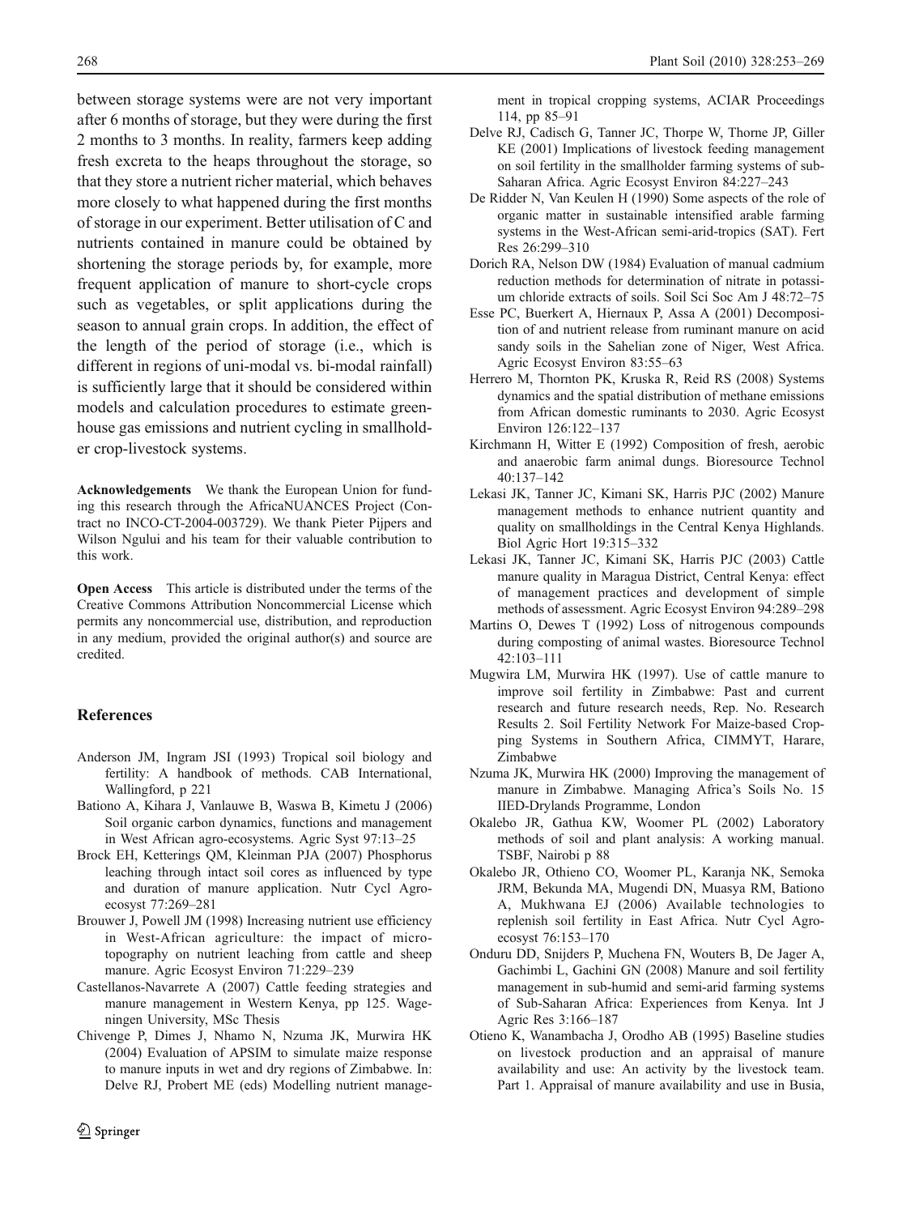between storage systems were are not very important after 6 months of storage, but they were during the first 2 months to 3 months. In reality, farmers keep adding fresh excreta to the heaps throughout the storage, so that they store a nutrient richer material, which behaves more closely to what happened during the first months of storage in our experiment. Better utilisation of C and nutrients contained in manure could be obtained by shortening the storage periods by, for example, more frequent application of manure to short-cycle crops such as vegetables, or split applications during the season to annual grain crops. In addition, the effect of the length of the period of storage (i.e., which is different in regions of uni-modal vs. bi-modal rainfall) is sufficiently large that it should be considered within models and calculation procedures to estimate greenhouse gas emissions and nutrient cycling in smallholder crop-livestock systems.

**Acknowledgements** We thank the European Union for funding this research through the AfricaNUANCES Project (Contract no INCO-CT-2004-003729). We thank Pieter Pijpers and Wilson Ngului and his team for their valuable contribution to this work.

**Open Access** This article is distributed under the terms of the Creative Commons Attribution Noncommercial License which permits any noncommercial use, distribution, and reproduction in any medium, provided the original author(s) and source are credited.

## References

Anderson JM, Ingram JSI (1993) Tropical soil biology and fertility: A handbook of methods. CAB International, Wallingford, p 221

Bationo A, Kihara J, Vanlauwe B, Waswa B, Kimetu J (2006) Soil organic carbon dynamics, functions and management in West African agro-ecosystems. Agric Syst 97:13–25

Brock EH, Ketterings QM, Kleinman PJA (2007) Phosphorus leaching through intact soil cores as influenced by type and duration of manure application. Nutr Cycl Agroecosyst 77:269–281

Brouwer J, Powell JM (1998) Increasing nutrient use efficiency in West-African agriculture: the impact of microtopography on nutrient leaching from cattle and sheep manure. Agric Ecosyst Environ 71:229–239

Castellanos-Navarrete A (2007) Cattle feeding strategies and manure management in Western Kenya, pp 125. Wageningen University, MSc Thesis

Chivenge P, Dimes J, Nhamo N, Nzuma JK, Murwira HK (2004) Evaluation of APSIM to simulate maize response to manure inputs in wet and dry regions of Zimbabwe. In: Delve RJ, Probert ME (eds) Modelling nutrient management in tropical cropping systems, ACIAR Proceedings 114, pp 85–91

Delve RJ, Cadisch G, Tanner JC, Thorpe W, Thorne JP, Giller KE (2001) Implications of livestock feeding management on soil fertility in the smallholder farming systems of sub-Saharan Africa. Agric Ecosyst Environ 84:227–243

De Ridder N, Van Keulen H (1990) Some aspects of the role of organic matter in sustainable intensified arable farming systems in the West-African semi-arid-tropics (SAT). Fert Res 26:299–310

Dorich RA, Nelson DW (1984) Evaluation of manual cadmium reduction methods for determination of nitrate in potassium chloride extracts of soils. Soil Sci Soc Am J 48:72–75

Esse PC, Buerkert A, Hiernaux P, Assa A (2001) Decomposition of and nutrient release from ruminant manure on acid sandy soils in the Sahelian zone of Niger, West Africa. Agric Ecosyst Environ 83:55–63

Herrero M, Thornton PK, Kruska R, Reid RS (2008) Systems dynamics and the spatial distribution of methane emissions from African domestic ruminants to 2030. Agric Ecosyst Environ 126:122–137

Kirchmann H, Witter E (1992) Composition of fresh, aerobic and anaerobic farm animal dungs. Bioresource Technol 40:137–142

Lekasi JK, Tanner JC, Kimani SK, Harris PJC (2002) Manure management methods to enhance nutrient quantity and quality on smallholdings in the Central Kenya Highlands. Biol Agric Hort 19:315–332

Lekasi JK, Tanner JC, Kimani SK, Harris PJC (2003) Cattle manure quality in Maragua District, Central Kenya: effect of management practices and development of simple methods of assessment. Agric Ecosyst Environ 94:289–298

Martins O, Dewes T (1992) Loss of nitrogenous compounds during composting of animal wastes. Bioresource Technol 42:103–111

Mugwira LM, Murwira HK (1997). Use of cattle manure to improve soil fertility in Zimbabwe: Past and current research and future research needs, Rep. No. Research Results 2. Soil Fertility Network For Maize-based Cropping Systems in Southern Africa, CIMMYT, Harare, Zimbabwe

Nzuma JK, Murwira HK (2000) Improving the management of manure in Zimbabwe. Managing Africa's Soils No. 15 IIED-Drylands Programme, London

Okalebo JR, Gathua KW, Woomer PL (2002) Laboratory methods of soil and plant analysis: A working manual. TSBF, Nairobi p 88

Okalebo JR, Othieno CO, Woomer PL, Karanja NK, Semoka JRM, Bekunda MA, Mugendi DN, Muasya RM, Bationo A, Mukhwana EJ (2006) Available technologies to replenish soil fertility in East Africa. Nutr Cycl Agroecosyst 76:153–170

Onduru DD, Snijders P, Muchena FN, Wouters B, De Jager A, Gachimbi L, Gachini GN (2008) Manure and soil fertility management in sub-humid and semi-arid farming systems of Sub-Saharan Africa: Experiences from Kenya. Int J Agric Res 3:166–187

Otieno K, Wanambacha J, Orodho AB (1995) Baseline studies on livestock production and an appraisal of manure availability and use: An activity by the livestock team. Part 1. Appraisal of manure availability and use in Busia,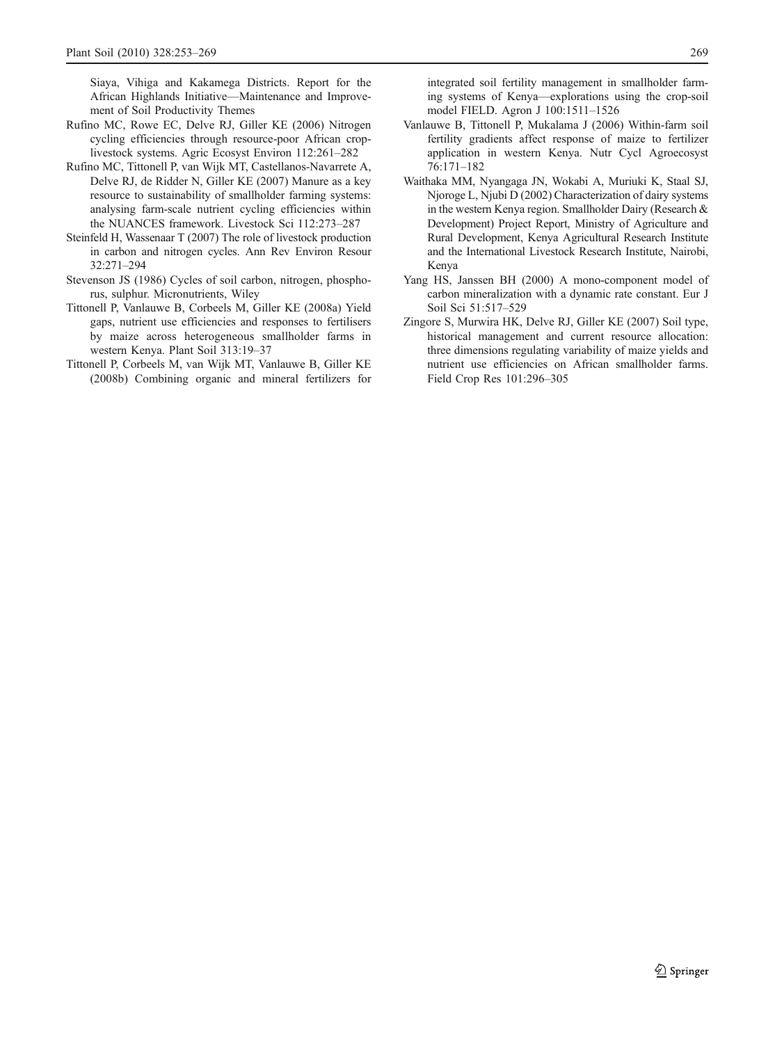Siaya, Vihiga and Kakamega Districts. Report for the African Highlands Initiative—Maintenance and Improvement of Soil Productivity Themes

Rufino MC, Rowe EC, Delve RJ, Giller KE (2006) Nitrogen cycling efficiencies through resource-poor African crop-livestock systems. Agric Ecosyst Environ 112:261–282

Rufino MC, Tittonell P, van Wijk MT, Castellanos-Navarrete A, Delve RJ, de Ridder N, Giller KE (2007) Manure as a key resource to sustainability of smallholder farming systems: analysing farm-scale nutrient cycling efficiencies within the NUANCES framework. Livestock Sci 112:273–287

Steinfeld H, Wassenaar T (2007) The role of livestock production in carbon and nitrogen cycles. Ann Rev Environ Resour 32:271–294

Stevenson JS (1986) Cycles of soil carbon, nitrogen, phosphorus, sulphur. Micronutrients, Wiley

Tittonell P, Vanlauwe B, Corbeels M, Giller KE (2008a) Yield gaps, nutrient use efficiencies and responses to fertilisers by maize across heterogeneous smallholder farms in western Kenya. Plant Soil 313:19–37

Tittonell P, Corbeels M, van Wijk MT, Vanlauwe B, Giller KE (2008b) Combining organic and mineral fertilizers for integrated soil fertility management in smallholder farming systems of Kenya—explorations using the crop-soil model FIELD. Agron J 100:1511–1526

Vanlauwe B, Tittonell P, Mukalama J (2006) Within-farm soil fertility gradients affect response of maize to fertilizer application in western Kenya. Nutr Cycl Agroecosyst 76:171–182

Waithaka MM, Nyangaga JN, Wokabi A, Muriuki K, Staal SJ, Njoroge L, Njubi D (2002) Characterization of dairy systems in the western Kenya region. Smallholder Dairy (Research & Development) Project Report, Ministry of Agriculture and Rural Development, Kenya Agricultural Research Institute and the International Livestock Research Institute, Nairobi, Kenya

Yang HS, Janssen BH (2000) A mono-component model of carbon mineralization with a dynamic rate constant. Eur J Soil Sci 51:517–529

Zingore S, Murwira HK, Delve RJ, Giller KE (2007) Soil type, historical management and current resource allocation: three dimensions regulating variability of maize yields and nutrient use efficiencies on African smallholder farms. Field Crop Res 101:296–305